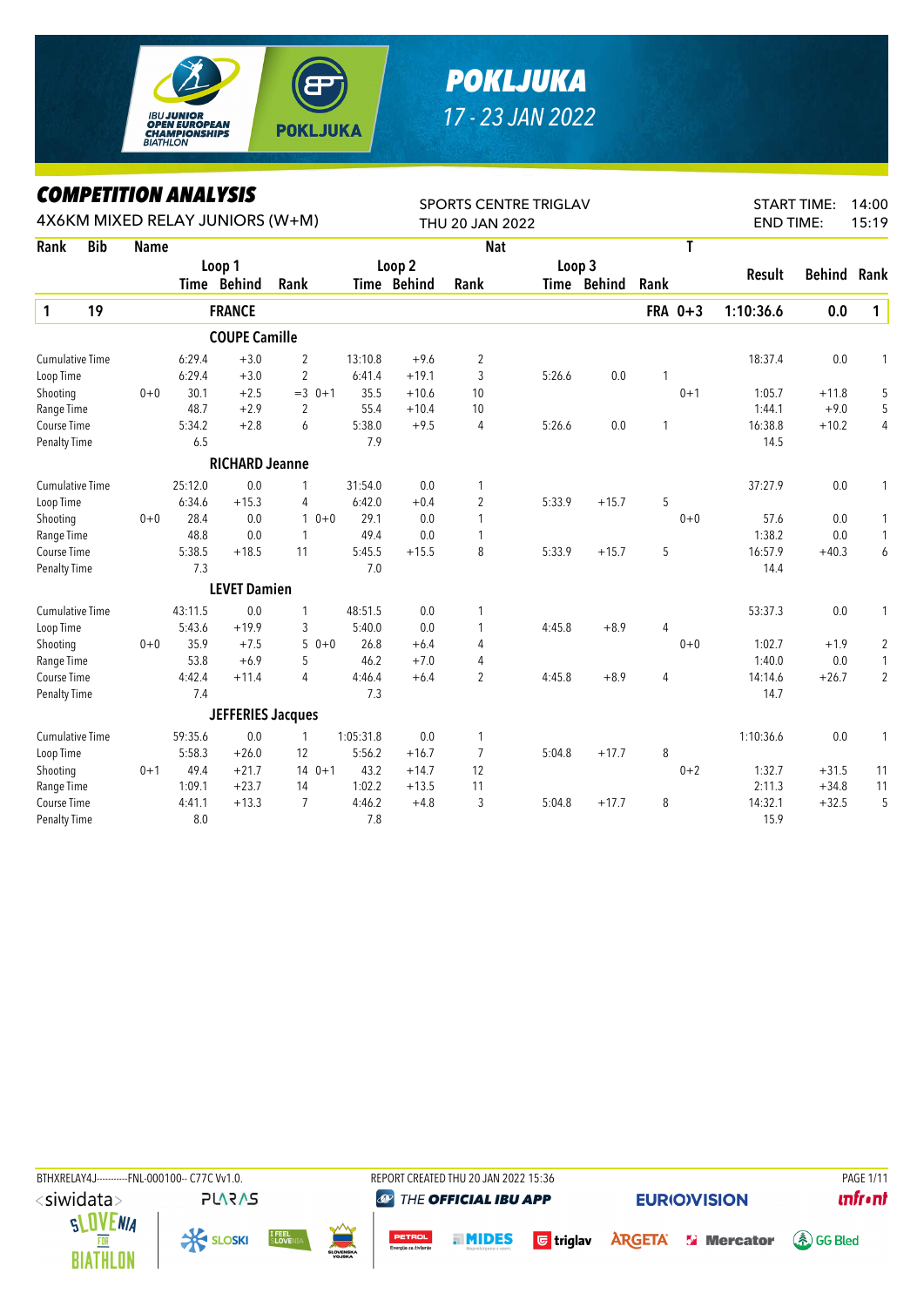# POKLJUKA

17 - 23 JAN 2022

## COMPETITION ANALYSIS

4X6KM MIXED RELAY JUNIORS (W+M)

SPORTS CENTRE TRIGLAV
THU 20 JAN 2022

START TIME: 14:00
END TIME: 15:19

| Rank | Bib | Name | | Loop 1 Time | Loop 1 Behind | Loop 1 Rank | | Loop 2 Time | Loop 2 Behind | Loop 2 Rank | Loop 3 Time | Loop 3 Behind | Loop 3 Rank | Nat / T | Result | Behind | Rank |
|---|---|---|---|---|---|---|---|---|---|---|---|---|---|---|---|---|---|
| **1** | **19** | **FRANCE** | | | | | | | | | | | | **FRA 0+3** | **1:10:36.6** | **0.0** | **1** |
| | | **COUPE Camille** | | | | | | | | | | | | | | | |
| | | Cumulative Time | | 6:29.4 | +3.0 | 2 | | 13:10.8 | +9.6 | 2 | | | | | 18:37.4 | 0.0 | 1 |
| | | Loop Time | | 6:29.4 | +3.0 | 2 | | 6:41.4 | +19.1 | 3 | 5:26.6 | 0.0 | 1 | | | | |
| | | Shooting | 0+0 | 30.1 | +2.5 | =3 | 0+1 | 35.5 | +10.6 | 10 | | | | 0+1 | 1:05.7 | +11.8 | 5 |
| | | Range Time | | 48.7 | +2.9 | 2 | | 55.4 | +10.4 | 10 | | | | | 1:44.1 | +9.0 | 5 |
| | | Course Time | | 5:34.2 | +2.8 | 6 | | 5:38.0 | +9.5 | 4 | 5:26.6 | 0.0 | 1 | | 16:38.8 | +10.2 | 4 |
| | | Penalty Time | | 6.5 | | | | 7.9 | | | | | | | 14.5 | | |
| | | **RICHARD Jeanne** | | | | | | | | | | | | | | | |
| | | Cumulative Time | | 25:12.0 | 0.0 | 1 | | 31:54.0 | 0.0 | 1 | | | | | 37:27.9 | 0.0 | 1 |
| | | Loop Time | | 6:34.6 | +15.3 | 4 | | 6:42.0 | +0.4 | 2 | 5:33.9 | +15.7 | 5 | | | | |
| | | Shooting | 0+0 | 28.4 | 0.0 | 1 | 0+0 | 29.1 | 0.0 | 1 | | | | 0+0 | 57.6 | 0.0 | 1 |
| | | Range Time | | 48.8 | 0.0 | 1 | | 49.4 | 0.0 | 1 | | | | | 1:38.2 | 0.0 | 1 |
| | | Course Time | | 5:38.5 | +18.5 | 11 | | 5:45.5 | +15.5 | 8 | 5:33.9 | +15.7 | 5 | | 16:57.9 | +40.3 | 6 |
| | | Penalty Time | | 7.3 | | | | 7.0 | | | | | | | 14.4 | | |
| | | **LEVET Damien** | | | | | | | | | | | | | | | |
| | | Cumulative Time | | 43:11.5 | 0.0 | 1 | | 48:51.5 | 0.0 | 1 | | | | | 53:37.3 | 0.0 | 1 |
| | | Loop Time | | 5:43.6 | +19.9 | 3 | | 5:40.0 | 0.0 | 1 | 4:45.8 | +8.9 | 4 | | | | |
| | | Shooting | 0+0 | 35.9 | +7.5 | 5 | 0+0 | 26.8 | +6.4 | 4 | | | | 0+0 | 1:02.7 | +1.9 | 2 |
| | | Range Time | | 53.8 | +6.9 | 5 | | 46.2 | +7.0 | 4 | | | | | 1:40.0 | 0.0 | 1 |
| | | Course Time | | 4:42.4 | +11.4 | 4 | | 4:46.4 | +6.4 | 2 | 4:45.8 | +8.9 | 4 | | 14:14.6 | +26.7 | 2 |
| | | Penalty Time | | 7.4 | | | | 7.3 | | | | | | | 14.7 | | |
| | | **JEFFERIES Jacques** | | | | | | | | | | | | | | | |
| | | Cumulative Time | | 59:35.6 | 0.0 | 1 | | 1:05:31.8 | 0.0 | 1 | | | | | 1:10:36.6 | 0.0 | 1 |
| | | Loop Time | | 5:58.3 | +26.0 | 12 | | 5:56.2 | +16.7 | 7 | 5:04.8 | +17.7 | 8 | | | | |
| | | Shooting | 0+1 | 49.4 | +21.7 | 14 | 0+1 | 43.2 | +14.7 | 12 | | | | 0+2 | 1:32.7 | +31.5 | 11 |
| | | Range Time | | 1:09.1 | +23.7 | 14 | | 1:02.2 | +13.5 | 11 | | | | | 2:11.3 | +34.8 | 11 |
| | | Course Time | | 4:41.1 | +13.3 | 7 | | 4:46.2 | +4.8 | 3 | 5:04.8 | +17.7 | 8 | | 14:32.1 | +32.5 | 5 |
| | | Penalty Time | | 8.0 | | | | 7.8 | | | | | | | 15.9 | | |

BTHXRELAY4J-----------FNL-000100-- C77C Vv1.0. REPORT CREATED THU 20 JAN 2022 15:36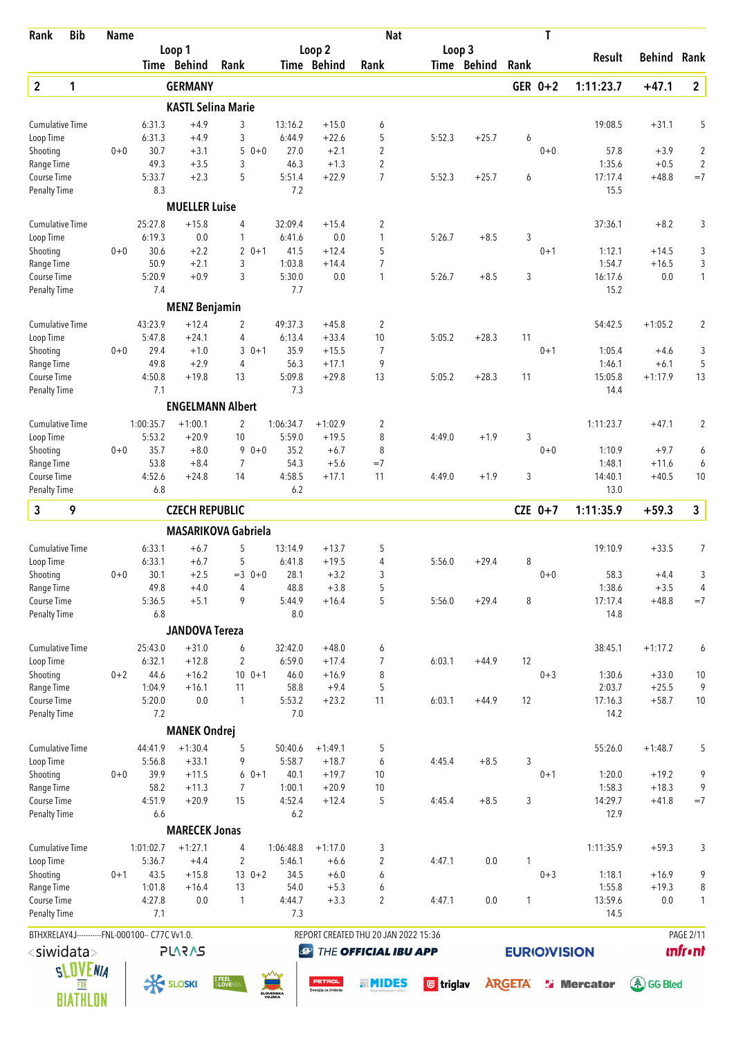| Rank | Bib | Name | | | | | | Nat | | | | T | | | |
|---|---|---|---|---|---|---|---|---|---|---|---|---|---|---|---|
| | | | Loop 1 | | | Loop 2 | | | Loop 3 | | | | Result | Behind | Rank |
| | | | Time | Behind | Rank | Time | Behind | Rank | Time | Behind | Rank | | | | |
| **2** | **1** | | **GERMANY** | | | | | | | | | **GER 0+2** | **1:11:23.7** | **+47.1** | **2** |
| | | | **KASTL Selina Marie** | | | | | | | | | | | | |
| Cumulative Time | | | 6:31.3 | +4.9 | 3 | 13:16.2 | +15.0 | 6 | | | | | 19:08.5 | +31.1 | 5 |
| Loop Time | | | 6:31.3 | +4.9 | 3 | 6:44.9 | +22.6 | 5 | 5:52.3 | +25.7 | 6 | | | | |
| Shooting | 0+0 | | 30.7 | +3.1 | 5 | 0+0 27.0 | +2.1 | 2 | | | | 0+0 | 57.8 | +3.9 | 2 |
| Range Time | | | 49.3 | +3.5 | 3 | 46.3 | +1.3 | 2 | | | | | 1:35.6 | +0.5 | 2 |
| Course Time | | | 5:33.7 | +2.3 | 5 | 5:51.4 | +22.9 | 7 | 5:52.3 | +25.7 | 6 | | 17:17.4 | +48.8 | =7 |
| Penalty Time | | | 8.3 | | | 7.2 | | | | | | | 15.5 | | |
| | | | **MUELLER Luise** | | | | | | | | | | | | |
| Cumulative Time | | | 25:27.8 | +15.8 | 4 | 32:09.4 | +15.4 | 2 | | | | | 37:36.1 | +8.2 | 3 |
| Loop Time | | | 6:19.3 | 0.0 | 1 | 6:41.6 | 0.0 | 1 | 5:26.7 | +8.5 | 3 | | | | |
| Shooting | 0+0 | | 30.6 | +2.2 | 2 | 0+1 41.5 | +12.4 | 5 | | | | 0+1 | 1:12.1 | +14.5 | 3 |
| Range Time | | | 50.9 | +2.1 | 3 | 1:03.8 | +14.4 | 7 | | | | | 1:54.7 | +16.5 | 3 |
| Course Time | | | 5:20.9 | +0.9 | 3 | 5:30.0 | 0.0 | 1 | 5:26.7 | +8.5 | 3 | | 16:17.6 | 0.0 | 1 |
| Penalty Time | | | 7.4 | | | 7.7 | | | | | | | 15.2 | | |
| | | | **MENZ Benjamin** | | | | | | | | | | | | |
| Cumulative Time | | | 43:23.9 | +12.4 | 2 | 49:37.3 | +45.8 | 2 | | | | | 54:42.5 | +1:05.2 | 2 |
| Loop Time | | | 5:47.8 | +24.1 | 4 | 6:13.4 | +33.4 | 10 | 5:05.2 | +28.3 | 11 | | | | |
| Shooting | 0+0 | | 29.4 | +1.0 | 3 | 0+1 35.9 | +15.5 | 7 | | | | 0+1 | 1:05.4 | +4.6 | 3 |
| Range Time | | | 49.8 | +2.9 | 4 | 56.3 | +17.1 | 9 | | | | | 1:46.1 | +6.1 | 5 |
| Course Time | | | 4:50.8 | +19.8 | 13 | 5:09.8 | +29.8 | 13 | 5:05.2 | +28.3 | 11 | | 15:05.8 | +1:17.9 | 13 |
| Penalty Time | | | 7.1 | | | 7.3 | | | | | | | 14.4 | | |
| | | | **ENGELMANN Albert** | | | | | | | | | | | | |
| Cumulative Time | | | 1:00:35.7 | +1:00.1 | 2 | 1:06:34.7 | +1:02.9 | 2 | | | | | 1:11:23.7 | +47.1 | 2 |
| Loop Time | | | 5:53.2 | +20.9 | 10 | 5:59.0 | +19.5 | 8 | 4:49.0 | +1.9 | 3 | | | | |
| Shooting | 0+0 | | 35.7 | +8.0 | 9 | 0+0 35.2 | +6.7 | 8 | | | | 0+0 | 1:10.9 | +9.7 | 6 |
| Range Time | | | 53.8 | +8.4 | 7 | 54.3 | +5.6 | =7 | | | | | 1:48.1 | +11.6 | 6 |
| Course Time | | | 4:52.6 | +24.8 | 14 | 4:58.5 | +17.1 | 11 | 4:49.0 | +1.9 | 3 | | 14:40.1 | +40.5 | 10 |
| Penalty Time | | | 6.8 | | | 6.2 | | | | | | | 13.0 | | |
| **3** | **9** | | **CZECH REPUBLIC** | | | | | | | | | **CZE 0+7** | **1:11:35.9** | **+59.3** | **3** |
| | | | **MASARIKOVA Gabriela** | | | | | | | | | | | | |
| Cumulative Time | | | 6:33.1 | +6.7 | 5 | 13:14.9 | +13.7 | 5 | | | | | 19:10.9 | +33.5 | 7 |
| Loop Time | | | 6:33.1 | +6.7 | 5 | 6:41.8 | +19.5 | 4 | 5:56.0 | +29.4 | 8 | | | | |
| Shooting | 0+0 | | 30.1 | +2.5 | =3 | 0+0 28.1 | +3.2 | 3 | | | | 0+0 | 58.3 | +4.4 | 3 |
| Range Time | | | 49.8 | +4.0 | 4 | 48.8 | +3.8 | 5 | | | | | 1:38.6 | +3.5 | 4 |
| Course Time | | | 5:36.5 | +5.1 | 9 | 5:44.9 | +16.4 | 5 | 5:56.0 | +29.4 | 8 | | 17:17.4 | +48.8 | =7 |
| Penalty Time | | | 6.8 | | | 8.0 | | | | | | | 14.8 | | |
| | | | **JANDOVA Tereza** | | | | | | | | | | | | |
| Cumulative Time | | | 25:43.0 | +31.0 | 6 | 32:42.0 | +48.0 | 6 | | | | | 38:45.1 | +1:17.2 | 6 |
| Loop Time | | | 6:32.1 | +12.8 | 2 | 6:59.0 | +17.4 | 7 | 6:03.1 | +44.9 | 12 | | | | |
| Shooting | 0+2 | | 44.6 | +16.2 | 10 | 0+1 46.0 | +16.9 | 8 | | | | 0+3 | 1:30.6 | +33.0 | 10 |
| Range Time | | | 1:04.9 | +16.1 | 11 | 58.8 | +9.4 | 5 | | | | | 2:03.7 | +25.5 | 9 |
| Course Time | | | 5:20.0 | 0.0 | 1 | 5:53.2 | +23.2 | 11 | 6:03.1 | +44.9 | 12 | | 17:16.3 | +58.7 | 10 |
| Penalty Time | | | 7.2 | | | 7.0 | | | | | | | 14.2 | | |
| | | | **MANEK Ondrej** | | | | | | | | | | | | |
| Cumulative Time | | | 44:41.9 | +1:30.4 | 5 | 50:40.6 | +1:49.1 | 5 | | | | | 55:26.0 | +1:48.7 | 5 |
| Loop Time | | | 5:56.8 | +33.1 | 9 | 5:58.7 | +18.7 | 6 | 4:45.4 | +8.5 | 3 | | | | |
| Shooting | 0+0 | | 39.9 | +11.5 | 6 | 0+1 40.1 | +19.7 | 10 | | | | 0+1 | 1:20.0 | +19.2 | 9 |
| Range Time | | | 58.2 | +11.3 | 7 | 1:00.1 | +20.9 | 10 | | | | | 1:58.3 | +18.3 | 9 |
| Course Time | | | 4:51.9 | +20.9 | 15 | 4:52.4 | +12.4 | 5 | 4:45.4 | +8.5 | 3 | | 14:29.7 | +41.8 | =7 |
| Penalty Time | | | 6.6 | | | 6.2 | | | | | | | 12.9 | | |
| | | | **MARECEK Jonas** | | | | | | | | | | | | |
| Cumulative Time | | | 1:01:02.7 | +1:27.1 | 4 | 1:06:48.8 | +1:17.0 | 3 | | | | | 1:11:35.9 | +59.3 | 3 |
| Loop Time | | | 5:36.7 | +4.4 | 2 | 5:46.1 | +6.6 | 2 | 4:47.1 | 0.0 | 1 | | | | |
| Shooting | 0+1 | | 43.5 | +15.8 | 13 | 0+2 34.5 | +6.0 | 6 | | | | 0+3 | 1:18.1 | +16.9 | 9 |
| Range Time | | | 1:01.8 | +16.4 | 13 | 54.0 | +5.3 | 6 | | | | | 1:55.8 | +19.3 | 8 |
| Course Time | | | 4:27.8 | 0.0 | 1 | 4:44.7 | +3.3 | 2 | 4:47.1 | 0.0 | 1 | | 13:59.6 | 0.0 | 1 |
| Penalty Time | | | 7.1 | | | 7.3 | | | | | | | 14.5 | | |

BTHXRELAY4J-----------FNL-000100-- C77C Vv1.0. REPORT CREATED THU 20 JAN 2022 15:36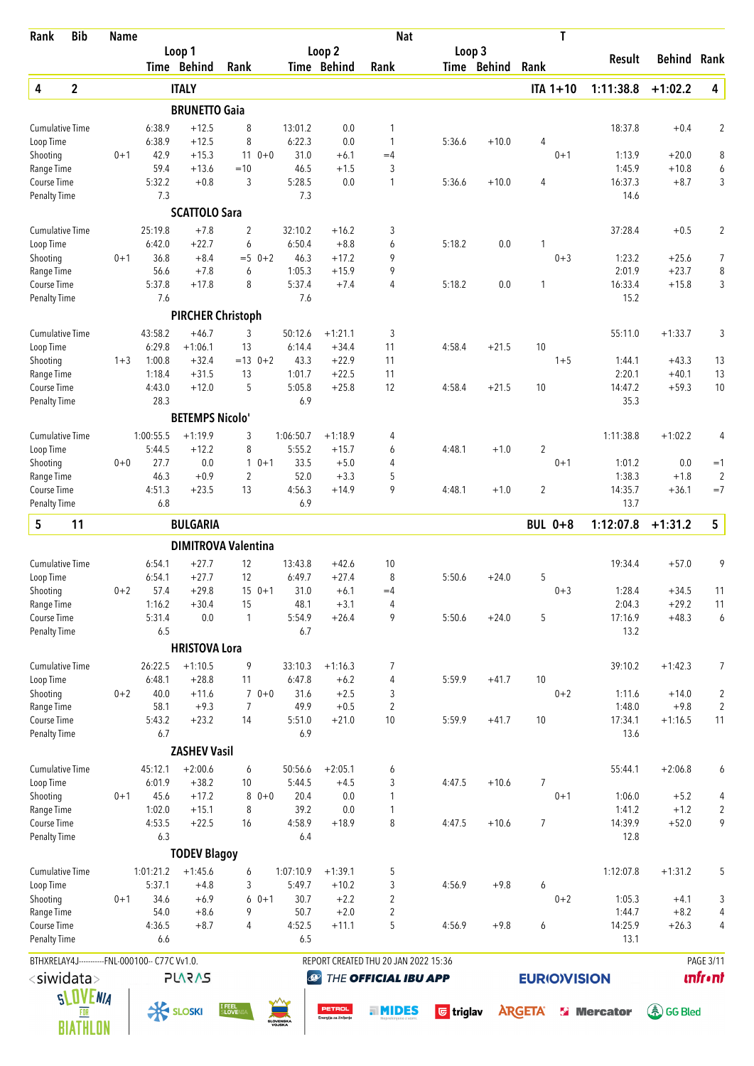| Rank | Bib | Name | | | | | | | Nat | | | | T | Result | Behind | Rank |
|---|---|---|---|---|---|---|---|---|---|---|---|---|---|---|---|---|
| | | | Loop 1 | | | Loop 2 | | | Loop 3 | | | | | | | |
| | | | Time | Behind | Rank | Time | Behind | Rank | Time | Behind | Rank | | | | | |
| **4** | **2** | **ITALY** | | | | | | | | | | | **ITA 1+10** | **1:11:38.8** | **+1:02.2** | **4** |
| | | **BRUNETTO Gaia** | | | | | | | | | | | | | | |
| Cumulative Time | | | 6:38.9 | +12.5 | 8 | 13:01.2 | 0.0 | 1 | | | | | | 18:37.8 | +0.4 | 2 |
| Loop Time | | | 6:38.9 | +12.5 | 8 | 6:22.3 | 0.0 | 1 | 5:36.6 | +10.0 | 4 | | | | | |
| Shooting | 0+1 | | 42.9 | +15.3 | 11 0+0 | 31.0 | +6.1 | =4 | | | | | 0+1 | 1:13.9 | +20.0 | 8 |
| Range Time | | | 59.4 | +13.6 | =10 | 46.5 | +1.5 | 3 | | | | | | 1:45.9 | +10.8 | 6 |
| Course Time | | | 5:32.2 | +0.8 | 3 | 5:28.5 | 0.0 | 1 | 5:36.6 | +10.0 | 4 | | | 16:37.3 | +8.7 | 3 |
| Penalty Time | | | 7.3 | | | 7.3 | | | | | | | | 14.6 | | |
| | | **SCATTOLO Sara** | | | | | | | | | | | | | | |
| Cumulative Time | | | 25:19.8 | +7.8 | 2 | 32:10.2 | +16.2 | 3 | | | | | | 37:28.4 | +0.5 | 2 |
| Loop Time | | | 6:42.0 | +22.7 | 6 | 6:50.4 | +8.8 | 6 | 5:18.2 | 0.0 | 1 | | | | | |
| Shooting | 0+1 | | 36.8 | +8.4 | =5 0+2 | 46.3 | +17.2 | 9 | | | | | 0+3 | 1:23.2 | +25.6 | 7 |
| Range Time | | | 56.6 | +7.8 | 6 | 1:05.3 | +15.9 | 9 | | | | | | 2:01.9 | +23.7 | 8 |
| Course Time | | | 5:37.8 | +17.8 | 8 | 5:37.4 | +7.4 | 4 | 5:18.2 | 0.0 | 1 | | | 16:33.4 | +15.8 | 3 |
| Penalty Time | | | 7.6 | | | 7.6 | | | | | | | | 15.2 | | |
| | | **PIRCHER Christoph** | | | | | | | | | | | | | | |
| Cumulative Time | | | 43:58.2 | +46.7 | 3 | 50:12.6 | +1:21.1 | 3 | | | | | | 55:11.0 | +1:33.7 | 3 |
| Loop Time | | | 6:29.8 | +1:06.1 | 13 | 6:14.4 | +34.4 | 11 | 4:58.4 | +21.5 | 10 | | | | | |
| Shooting | 1+3 | | 1:00.8 | +32.4 | =13 0+2 | 43.3 | +22.9 | 11 | | | | | 1+5 | 1:44.1 | +43.3 | 13 |
| Range Time | | | 1:18.4 | +31.5 | 13 | 1:01.7 | +22.5 | 11 | | | | | | 2:20.1 | +40.1 | 13 |
| Course Time | | | 4:43.0 | +12.0 | 5 | 5:05.8 | +25.8 | 12 | 4:58.4 | +21.5 | 10 | | | 14:47.2 | +59.3 | 10 |
| Penalty Time | | | 28.3 | | | 6.9 | | | | | | | | 35.3 | | |
| | | **BETEMPS Nicolo'** | | | | | | | | | | | | | | |
| Cumulative Time | | | 1:00:55.5 | +1:19.9 | 3 | 1:06:50.7 | +1:18.9 | 4 | | | | | | 1:11:38.8 | +1:02.2 | 4 |
| Loop Time | | | 5:44.5 | +12.2 | 8 | 5:55.2 | +15.7 | 6 | 4:48.1 | +1.0 | 2 | | | | | |
| Shooting | 0+0 | | 27.7 | 0.0 | 1 0+1 | 33.5 | +5.0 | 4 | | | | | 0+1 | 1:01.2 | 0.0 | =1 |
| Range Time | | | 46.3 | +0.9 | 2 | 52.0 | +3.3 | 5 | | | | | | 1:38.3 | +1.8 | 2 |
| Course Time | | | 4:51.3 | +23.5 | 13 | 4:56.3 | +14.9 | 9 | 4:48.1 | +1.0 | 2 | | | 14:35.7 | +36.1 | =7 |
| Penalty Time | | | 6.8 | | | 6.9 | | | | | | | | 13.7 | | |
| **5** | **11** | **BULGARIA** | | | | | | | | | | | **BUL 0+8** | **1:12:07.8** | **+1:31.2** | **5** |
| | | **DIMITROVA Valentina** | | | | | | | | | | | | | | |
| Cumulative Time | | | 6:54.1 | +27.7 | 12 | 13:43.8 | +42.6 | 10 | | | | | | 19:34.4 | +57.0 | 9 |
| Loop Time | | | 6:54.1 | +27.7 | 12 | 6:49.7 | +27.4 | 8 | 5:50.6 | +24.0 | 5 | | | | | |
| Shooting | 0+2 | | 57.4 | +29.8 | 15 0+1 | 31.0 | +6.1 | =4 | | | | | 0+3 | 1:28.4 | +34.5 | 11 |
| Range Time | | | 1:16.2 | +30.4 | 15 | 48.1 | +3.1 | 4 | | | | | | 2:04.3 | +29.2 | 11 |
| Course Time | | | 5:31.4 | 0.0 | 1 | 5:54.9 | +26.4 | 9 | 5:50.6 | +24.0 | 5 | | | 17:16.9 | +48.3 | 6 |
| Penalty Time | | | 6.5 | | | 6.7 | | | | | | | | 13.2 | | |
| | | **HRISTOVA Lora** | | | | | | | | | | | | | | |
| Cumulative Time | | | 26:22.5 | +1:10.5 | 9 | 33:10.3 | +1:16.3 | 7 | | | | | | 39:10.2 | +1:42.3 | 7 |
| Loop Time | | | 6:48.1 | +28.8 | 11 | 6:47.8 | +6.2 | 4 | 5:59.9 | +41.7 | 10 | | | | | |
| Shooting | 0+2 | | 40.0 | +11.6 | 7 0+0 | 31.6 | +2.5 | 3 | | | | | 0+2 | 1:11.6 | +14.0 | 2 |
| Range Time | | | 58.1 | +9.3 | 7 | 49.9 | +0.5 | 2 | | | | | | 1:48.0 | +9.8 | 2 |
| Course Time | | | 5:43.2 | +23.2 | 14 | 5:51.0 | +21.0 | 10 | 5:59.9 | +41.7 | 10 | | | 17:34.1 | +1:16.5 | 11 |
| Penalty Time | | | 6.7 | | | 6.9 | | | | | | | | 13.6 | | |
| | | **ZASHEV Vasil** | | | | | | | | | | | | | | |
| Cumulative Time | | | 45:12.1 | +2:00.6 | 6 | 50:56.6 | +2:05.1 | 6 | | | | | | 55:44.1 | +2:06.8 | 6 |
| Loop Time | | | 6:01.9 | +38.2 | 10 | 5:44.5 | +4.5 | 3 | 4:47.5 | +10.6 | 7 | | | | | |
| Shooting | 0+1 | | 45.6 | +17.2 | 8 0+0 | 20.4 | 0.0 | 1 | | | | | 0+1 | 1:06.0 | +5.2 | 4 |
| Range Time | | | 1:02.0 | +15.1 | 8 | 39.2 | 0.0 | 1 | | | | | | 1:41.2 | +1.2 | 2 |
| Course Time | | | 4:53.5 | +22.5 | 16 | 4:58.9 | +18.9 | 8 | 4:47.5 | +10.6 | 7 | | | 14:39.9 | +52.0 | 9 |
| Penalty Time | | | 6.3 | | | 6.4 | | | | | | | | 12.8 | | |
| | | **TODEV Blagoy** | | | | | | | | | | | | | | |
| Cumulative Time | | | 1:01:21.2 | +1:45.6 | 6 | 1:07:10.9 | +1:39.1 | 5 | | | | | | 1:12:07.8 | +1:31.2 | 5 |
| Loop Time | | | 5:37.1 | +4.8 | 3 | 5:49.7 | +10.2 | 3 | 4:56.9 | +9.8 | 6 | | | | | |
| Shooting | 0+1 | | 34.6 | +6.9 | 6 0+1 | 30.7 | +2.2 | 2 | | | | | 0+2 | 1:05.3 | +4.1 | 3 |
| Range Time | | | 54.0 | +8.6 | 9 | 50.7 | +2.0 | 2 | | | | | | 1:44.7 | +8.2 | 4 |
| Course Time | | | 4:36.5 | +8.7 | 4 | 4:52.5 | +11.1 | 5 | 4:56.9 | +9.8 | 6 | | | 14:25.9 | +26.3 | 4 |
| Penalty Time | | | 6.6 | | | 6.5 | | | | | | | | 13.1 | | |

BTHXRELAY4J-----------FNL-000100-- C77C Vv1.0. REPORT CREATED THU 20 JAN 2022 15:36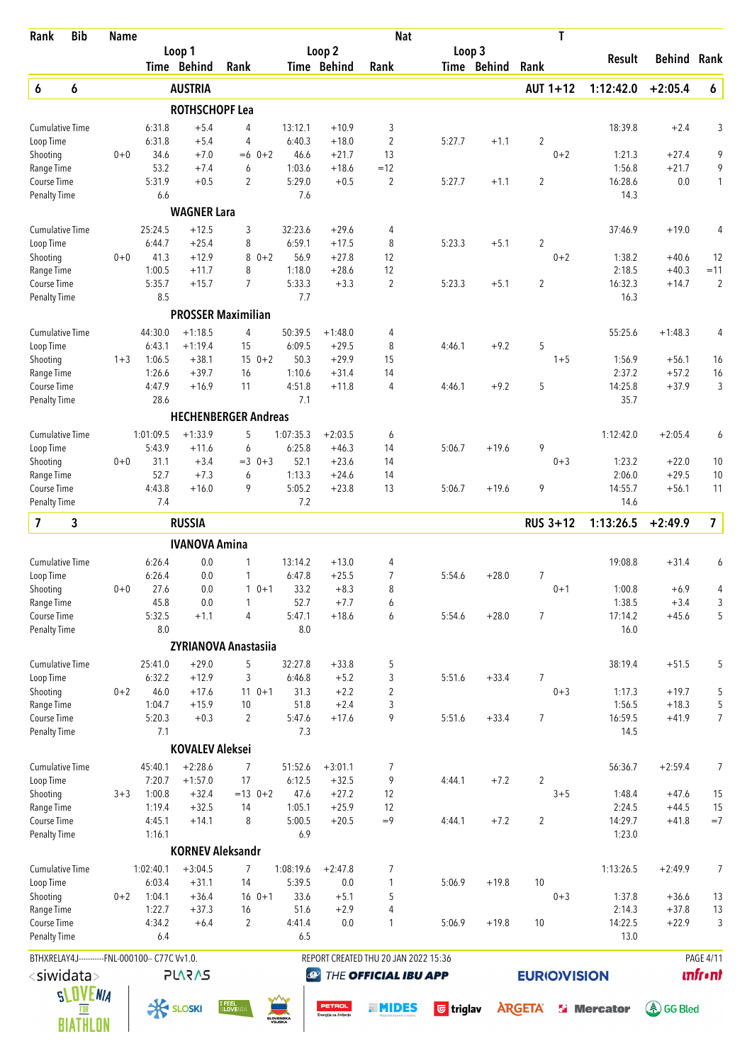| Rank | Bib | Name | | | | | | Nat | | | | T | | | |
|---|---|---|---|---|---|---|---|---|---|---|---|---|---|---|---|
| | | | Loop 1 | | | Loop 2 | | | Loop 3 | | | | Result | Behind | Rank |
| | | | Time | Behind | Rank | Time | Behind | Rank | Time | Behind | Rank | | | | |
| **6** | **6** | **AUSTRIA** | | | | | | | | | | **AUT 1+12** | **1:12:42.0** | **+2:05.4** | **6** |
| | | **ROTHSCHOPF Lea** | | | | | | | | | | | | | |
| Cumulative Time | | | 6:31.8 | +5.4 | 4 | 13:12.1 | +10.9 | 3 | | | | | 18:39.8 | +2.4 | 3 |
| Loop Time | | | 6:31.8 | +5.4 | 4 | 6:40.3 | +18.0 | 2 | 5:27.7 | +1.1 | 2 | | | | |
| Shooting | 0+0 | | 34.6 | +7.0 | =6 0+2 | 46.6 | +21.7 | 13 | | | | 0+2 | 1:21.3 | +27.4 | 9 |
| Range Time | | | 53.2 | +7.4 | 6 | 1:03.6 | +18.6 | =12 | | | | | 1:56.8 | +21.7 | 9 |
| Course Time | | | 5:31.9 | +0.5 | 2 | 5:29.0 | +0.5 | 2 | 5:27.7 | +1.1 | 2 | | 16:28.6 | 0.0 | 1 |
| Penalty Time | | | 6.6 | | | 7.6 | | | | | | | 14.3 | | |
| | | **WAGNER Lara** | | | | | | | | | | | | | |
| Cumulative Time | | | 25:24.5 | +12.5 | 3 | 32:23.6 | +29.6 | 4 | | | | | 37:46.9 | +19.0 | 4 |
| Loop Time | | | 6:44.7 | +25.4 | 8 | 6:59.1 | +17.5 | 8 | 5:23.3 | +5.1 | 2 | | | | |
| Shooting | 0+0 | | 41.3 | +12.9 | 8 0+2 | 56.9 | +27.8 | 12 | | | | 0+2 | 1:38.2 | +40.6 | 12 |
| Range Time | | | 1:00.5 | +11.7 | 8 | 1:18.0 | +28.6 | 12 | | | | | 2:18.5 | +40.3 | =11 |
| Course Time | | | 5:35.7 | +15.7 | 7 | 5:33.3 | +3.3 | 2 | 5:23.3 | +5.1 | 2 | | 16:32.3 | +14.7 | 2 |
| Penalty Time | | | 8.5 | | | 7.7 | | | | | | | 16.3 | | |
| | | **PROSSER Maximilian** | | | | | | | | | | | | | |
| Cumulative Time | | | 44:30.0 | +1:18.5 | 4 | 50:39.5 | +1:48.0 | 4 | | | | | 55:25.6 | +1:48.3 | 4 |
| Loop Time | | | 6:43.1 | +1:19.4 | 15 | 6:09.5 | +29.5 | 8 | 4:46.1 | +9.2 | 5 | | | | |
| Shooting | 1+3 | | 1:06.5 | +38.1 | 15 0+2 | 50.3 | +29.9 | 15 | | | | 1+5 | 1:56.9 | +56.1 | 16 |
| Range Time | | | 1:26.6 | +39.7 | 16 | 1:10.6 | +31.4 | 14 | | | | | 2:37.2 | +57.2 | 16 |
| Course Time | | | 4:47.9 | +16.9 | 11 | 4:51.8 | +11.8 | 4 | 4:46.1 | +9.2 | 5 | | 14:25.8 | +37.9 | 3 |
| Penalty Time | | | 28.6 | | | 7.1 | | | | | | | 35.7 | | |
| | | **HECHENBERGER Andreas** | | | | | | | | | | | | | |
| Cumulative Time | | | 1:01:09.5 | +1:33.9 | 5 | 1:07:35.3 | +2:03.5 | 6 | | | | | 1:12:42.0 | +2:05.4 | 6 |
| Loop Time | | | 5:43.9 | +11.6 | 6 | 6:25.8 | +46.3 | 14 | 5:06.7 | +19.6 | 9 | | | | |
| Shooting | 0+0 | | 31.1 | +3.4 | =3 0+3 | 52.1 | +23.6 | 14 | | | | 0+3 | 1:23.2 | +22.0 | 10 |
| Range Time | | | 52.7 | +7.3 | 6 | 1:13.3 | +24.6 | 14 | | | | | 2:06.0 | +29.5 | 10 |
| Course Time | | | 4:43.8 | +16.0 | 9 | 5:05.2 | +23.8 | 13 | 5:06.7 | +19.6 | 9 | | 14:55.7 | +56.1 | 11 |
| Penalty Time | | | 7.4 | | | 7.2 | | | | | | | 14.6 | | |
| **7** | **3** | **RUSSIA** | | | | | | | | | | **RUS 3+12** | **1:13:26.5** | **+2:49.9** | **7** |
| | | **IVANOVA Amina** | | | | | | | | | | | | | |
| Cumulative Time | | | 6:26.4 | 0.0 | 1 | 13:14.2 | +13.0 | 4 | | | | | 19:08.8 | +31.4 | 6 |
| Loop Time | | | 6:26.4 | 0.0 | 1 | 6:47.8 | +25.5 | 7 | 5:54.6 | +28.0 | 7 | | | | |
| Shooting | 0+0 | | 27.6 | 0.0 | 1 0+1 | 33.2 | +8.3 | 8 | | | | 0+1 | 1:00.8 | +6.9 | 4 |
| Range Time | | | 45.8 | 0.0 | 1 | 52.7 | +7.7 | 6 | | | | | 1:38.5 | +3.4 | 3 |
| Course Time | | | 5:32.5 | +1.1 | 4 | 5:47.1 | +18.6 | 6 | 5:54.6 | +28.0 | 7 | | 17:14.2 | +45.6 | 5 |
| Penalty Time | | | 8.0 | | | 8.0 | | | | | | | 16.0 | | |
| | | **ZYRIANOVA Anastasiia** | | | | | | | | | | | | | |
| Cumulative Time | | | 25:41.0 | +29.0 | 5 | 32:27.8 | +33.8 | 5 | | | | | 38:19.4 | +51.5 | 5 |
| Loop Time | | | 6:32.2 | +12.9 | 3 | 6:46.8 | +5.2 | 3 | 5:51.6 | +33.4 | 7 | | | | |
| Shooting | 0+2 | | 46.0 | +17.6 | 11 0+1 | 31.3 | +2.2 | 2 | | | | 0+3 | 1:17.3 | +19.7 | 5 |
| Range Time | | | 1:04.7 | +15.9 | 10 | 51.8 | +2.4 | 3 | | | | | 1:56.5 | +18.3 | 5 |
| Course Time | | | 5:20.3 | +0.3 | 2 | 5:47.6 | +17.6 | 9 | 5:51.6 | +33.4 | 7 | | 16:59.5 | +41.9 | 7 |
| Penalty Time | | | 7.1 | | | 7.3 | | | | | | | 14.5 | | |
| | | **KOVALEV Aleksei** | | | | | | | | | | | | | |
| Cumulative Time | | | 45:40.1 | +2:28.6 | 7 | 51:52.6 | +3:01.1 | 7 | | | | | 56:36.7 | +2:59.4 | 7 |
| Loop Time | | | 7:20.7 | +1:57.0 | 17 | 6:12.5 | +32.5 | 9 | 4:44.1 | +7.2 | 2 | | | | |
| Shooting | 3+3 | | 1:00.8 | +32.4 | =13 0+2 | 47.6 | +27.2 | 12 | | | | 3+5 | 1:48.4 | +47.6 | 15 |
| Range Time | | | 1:19.4 | +32.5 | 14 | 1:05.1 | +25.9 | 12 | | | | | 2:24.5 | +44.5 | 15 |
| Course Time | | | 4:45.1 | +14.1 | 8 | 5:00.5 | +20.5 | =9 | 4:44.1 | +7.2 | 2 | | 14:29.7 | +41.8 | =7 |
| Penalty Time | | | 1:16.1 | | | 6.9 | | | | | | | 1:23.0 | | |
| | | **KORNEV Aleksandr** | | | | | | | | | | | | | |
| Cumulative Time | | | 1:02:40.1 | +3:04.5 | 7 | 1:08:19.6 | +2:47.8 | 7 | | | | | 1:13:26.5 | +2:49.9 | 7 |
| Loop Time | | | 6:03.4 | +31.1 | 14 | 5:39.5 | 0.0 | 1 | 5:06.9 | +19.8 | 10 | | | | |
| Shooting | 0+2 | | 1:04.1 | +36.4 | 16 0+1 | 33.6 | +5.1 | 5 | | | | 0+3 | 1:37.8 | +36.6 | 13 |
| Range Time | | | 1:22.7 | +37.3 | 16 | 51.6 | +2.9 | 4 | | | | | 2:14.3 | +37.8 | 13 |
| Course Time | | | 4:34.2 | +6.4 | 2 | 4:41.4 | 0.0 | 1 | 5:06.9 | +19.8 | 10 | | 14:22.5 | +22.9 | 3 |
| Penalty Time | | | 6.4 | | | 6.5 | | | | | | | 13.0 | | |

BTHXRELAY4J-----------FNL-000100-- C77C Vv1.0. REPORT CREATED THU 20 JAN 2022 15:36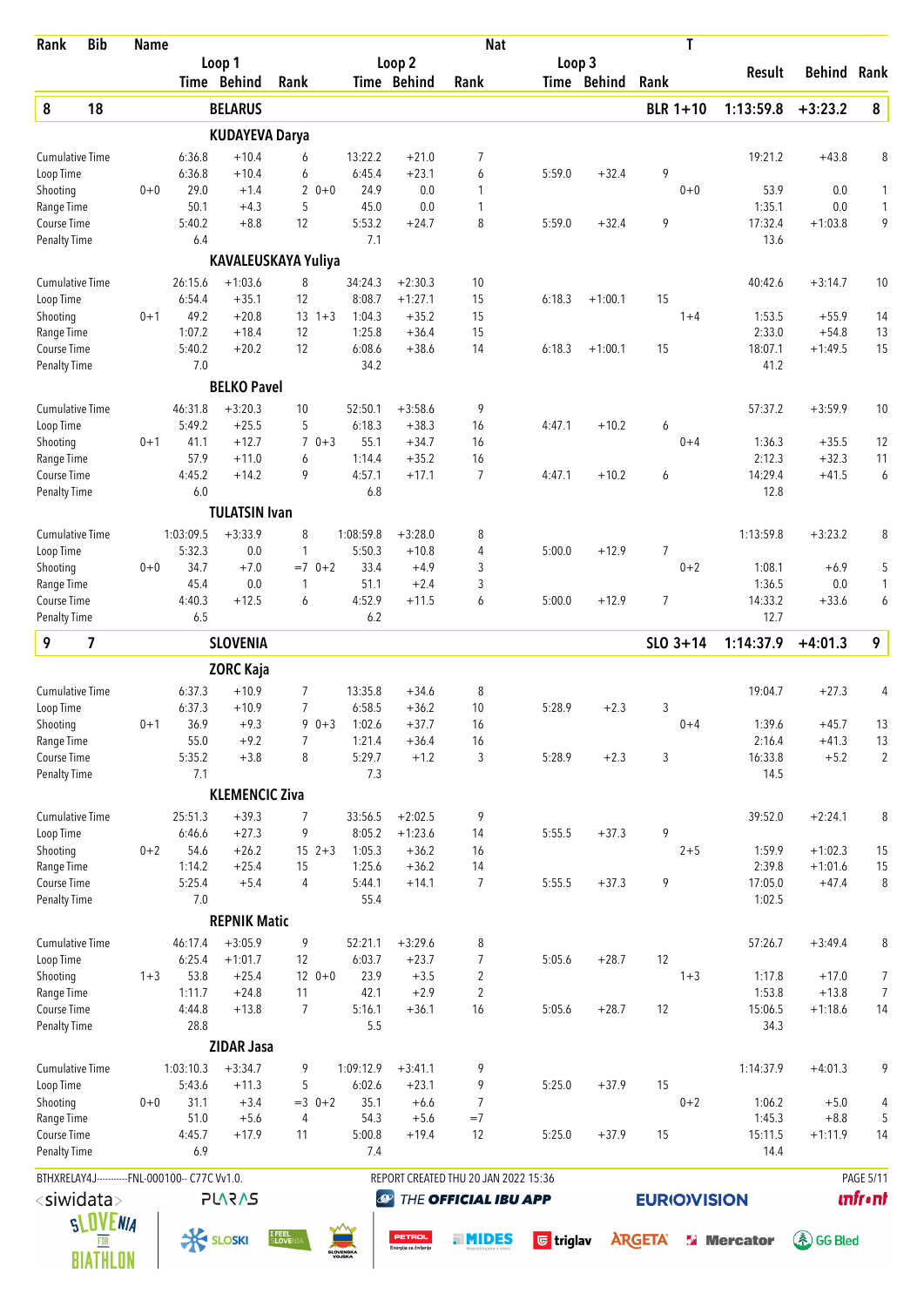| Rank | Bib | Name | Loop 1 Time | Loop 1 Behind | Loop 1 Rank | Loop 2 Time | Loop 2 Behind | Loop 2 Rank | Loop 3 Time | Loop 3 Behind | Loop 3 Rank | T | Result | Behind | Rank |
|---|---|---|---|---|---|---|---|---|---|---|---|---|---|---|---|
| **8** | **18** | **BELARUS** | | | | | | | | | | **BLR 1+10** | **1:13:59.8** | **+3:23.2** | **8** |
| | | **KUDAYEVA Darya** | | | | | | | | | | | | | |
| | | Cumulative Time | 6:36.8 | +10.4 | 6 | 13:22.2 | +21.0 | 7 | | | | | 19:21.2 | +43.8 | 8 |
| | | Loop Time | 6:36.8 | +10.4 | 6 | 6:45.4 | +23.1 | 6 | 5:59.0 | +32.4 | 9 | | | | |
| | | Shooting | 0+0 29.0 | +1.4 | 2 | 0+0 24.9 | 0.0 | 1 | | | | 0+0 | 53.9 | 0.0 | 1 |
| | | Range Time | 50.1 | +4.3 | 5 | 45.0 | 0.0 | 1 | | | | | 1:35.1 | 0.0 | 1 |
| | | Course Time | 5:40.2 | +8.8 | 12 | 5:53.2 | +24.7 | 8 | 5:59.0 | +32.4 | 9 | | 17:32.4 | +1:03.8 | 9 |
| | | Penalty Time | 6.4 | | | 7.1 | | | | | | | 13.6 | | |
| | | **KAVALEUSKAYA Yuliya** | | | | | | | | | | | | | |
| | | Cumulative Time | 26:15.6 | +1:03.6 | 8 | 34:24.3 | +2:30.3 | 10 | | | | | 40:42.6 | +3:14.7 | 10 |
| | | Loop Time | 6:54.4 | +35.1 | 12 | 8:08.7 | +1:27.1 | 15 | 6:18.3 | +1:00.1 | 15 | | | | |
| | | Shooting | 0+1 49.2 | +20.8 | 13 | 1+3 1:04.3 | +35.2 | 15 | | | | 1+4 | 1:53.5 | +55.9 | 14 |
| | | Range Time | 1:07.2 | +18.4 | 12 | 1:25.8 | +36.4 | 15 | | | | | 2:33.0 | +54.8 | 13 |
| | | Course Time | 5:40.2 | +20.2 | 12 | 6:08.6 | +38.6 | 14 | 6:18.3 | +1:00.1 | 15 | | 18:07.1 | +1:49.5 | 15 |
| | | Penalty Time | 7.0 | | | 34.2 | | | | | | | 41.2 | | |
| | | **BELKO Pavel** | | | | | | | | | | | | | |
| | | Cumulative Time | 46:31.8 | +3:20.3 | 10 | 52:50.1 | +3:58.6 | 9 | | | | | 57:37.2 | +3:59.9 | 10 |
| | | Loop Time | 5:49.2 | +25.5 | 5 | 6:18.3 | +38.3 | 16 | 4:47.1 | +10.2 | 6 | | | | |
| | | Shooting | 0+1 41.1 | +12.7 | 7 | 0+3 55.1 | +34.7 | 16 | | | | 0+4 | 1:36.3 | +35.5 | 12 |
| | | Range Time | 57.9 | +11.0 | 6 | 1:14.4 | +35.2 | 16 | | | | | 2:12.3 | +32.3 | 11 |
| | | Course Time | 4:45.2 | +14.2 | 9 | 4:57.1 | +17.1 | 7 | 4:47.1 | +10.2 | 6 | | 14:29.4 | +41.5 | 6 |
| | | Penalty Time | 6.0 | | | 6.8 | | | | | | | 12.8 | | |
| | | **TULATSIN Ivan** | | | | | | | | | | | | | |
| | | Cumulative Time | 1:03:09.5 | +3:33.9 | 8 | 1:08:59.8 | +3:28.0 | 8 | | | | | 1:13:59.8 | +3:23.2 | 8 |
| | | Loop Time | 5:32.3 | 0.0 | 1 | 5:50.3 | +10.8 | 4 | 5:00.0 | +12.9 | 7 | | | | |
| | | Shooting | 0+0 34.7 | +7.0 | =7 | 0+2 33.4 | +4.9 | 3 | | | | 0+2 | 1:08.1 | +6.9 | 5 |
| | | Range Time | 45.4 | 0.0 | 1 | 51.1 | +2.4 | 3 | | | | | 1:36.5 | 0.0 | 1 |
| | | Course Time | 4:40.3 | +12.5 | 6 | 4:52.9 | +11.5 | 6 | 5:00.0 | +12.9 | 7 | | 14:33.2 | +33.6 | 6 |
| | | Penalty Time | 6.5 | | | 6.2 | | | | | | | 12.7 | | |
| **9** | **7** | **SLOVENIA** | | | | | | | | | | **SLO 3+14** | **1:14:37.9** | **+4:01.3** | **9** |
| | | **ZORC Kaja** | | | | | | | | | | | | | |
| | | Cumulative Time | 6:37.3 | +10.9 | 7 | 13:35.8 | +34.6 | 8 | | | | | 19:04.7 | +27.3 | 4 |
| | | Loop Time | 6:37.3 | +10.9 | 7 | 6:58.5 | +36.2 | 10 | 5:28.9 | +2.3 | 3 | | | | |
| | | Shooting | 0+1 36.9 | +9.3 | 9 | 0+3 1:02.6 | +37.7 | 16 | | | | 0+4 | 1:39.6 | +45.7 | 13 |
| | | Range Time | 55.0 | +9.2 | 7 | 1:21.4 | +36.4 | 16 | | | | | 2:16.4 | +41.3 | 13 |
| | | Course Time | 5:35.2 | +3.8 | 8 | 5:29.7 | +1.2 | 3 | 5:28.9 | +2.3 | 3 | | 16:33.8 | +5.2 | 2 |
| | | Penalty Time | 7.1 | | | 7.3 | | | | | | | 14.5 | | |
| | | **KLEMENCIC Ziva** | | | | | | | | | | | | | |
| | | Cumulative Time | 25:51.3 | +39.3 | 7 | 33:56.5 | +2:02.5 | 9 | | | | | 39:52.0 | +2:24.1 | 8 |
| | | Loop Time | 6:46.6 | +27.3 | 9 | 8:05.2 | +1:23.6 | 14 | 5:55.5 | +37.3 | 9 | | | | |
| | | Shooting | 0+2 54.6 | +26.2 | 15 | 2+3 1:05.3 | +36.2 | 16 | | | | 2+5 | 1:59.9 | +1:02.3 | 15 |
| | | Range Time | 1:14.2 | +25.4 | 15 | 1:25.6 | +36.2 | 14 | | | | | 2:39.8 | +1:01.6 | 15 |
| | | Course Time | 5:25.4 | +5.4 | 4 | 5:44.1 | +14.1 | 7 | 5:55.5 | +37.3 | 9 | | 17:05.0 | +47.4 | 8 |
| | | Penalty Time | 7.0 | | | 55.4 | | | | | | | 1:02.5 | | |
| | | **REPNIK Matic** | | | | | | | | | | | | | |
| | | Cumulative Time | 46:17.4 | +3:05.9 | 9 | 52:21.1 | +3:29.6 | 8 | | | | | 57:26.7 | +3:49.4 | 8 |
| | | Loop Time | 6:25.4 | +1:01.7 | 12 | 6:03.7 | +23.7 | 7 | 5:05.6 | +28.7 | 12 | | | | |
| | | Shooting | 1+3 53.8 | +25.4 | 12 | 0+0 23.9 | +3.5 | 2 | | | | 1+3 | 1:17.8 | +17.0 | 7 |
| | | Range Time | 1:11.7 | +24.8 | 11 | 42.1 | +2.9 | 2 | | | | | 1:53.8 | +13.8 | 7 |
| | | Course Time | 4:44.8 | +13.8 | 7 | 5:16.1 | +36.1 | 16 | 5:05.6 | +28.7 | 12 | | 15:06.5 | +1:18.6 | 14 |
| | | Penalty Time | 28.8 | | | 5.5 | | | | | | | 34.3 | | |
| | | **ZIDAR Jasa** | | | | | | | | | | | | | |
| | | Cumulative Time | 1:03:10.3 | +3:34.7 | 9 | 1:09:12.9 | +3:41.1 | 9 | | | | | 1:14:37.9 | +4:01.3 | 9 |
| | | Loop Time | 5:43.6 | +11.3 | 5 | 6:02.6 | +23.1 | 9 | 5:25.0 | +37.9 | 15 | | | | |
| | | Shooting | 0+0 31.1 | +3.4 | =3 | 0+2 35.1 | +6.6 | 7 | | | | 0+2 | 1:06.2 | +5.0 | 4 |
| | | Range Time | 51.0 | +5.6 | 4 | 54.3 | +5.6 | =7 | | | | | 1:45.3 | +8.8 | 5 |
| | | Course Time | 4:45.7 | +17.9 | 11 | 5:00.8 | +19.4 | 12 | 5:25.0 | +37.9 | 15 | | 15:11.5 | +1:11.9 | 14 |
| | | Penalty Time | 6.9 | | | 7.4 | | | | | | | 14.4 | | |

BTHXRELAY4J----------FNL-000100-- C77C Vv1.0. REPORT CREATED THU 20 JAN 2022 15:36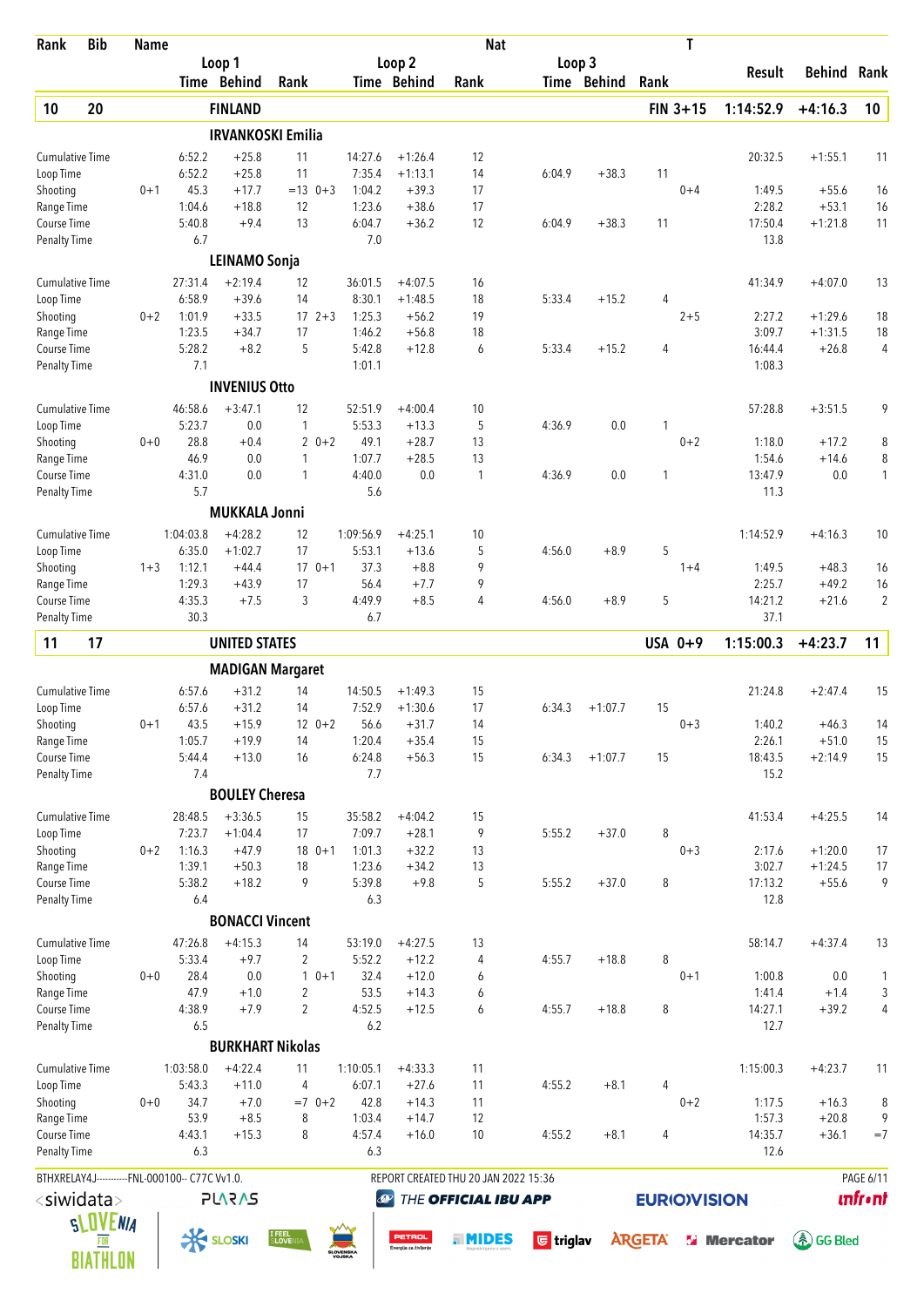| Rank | Bib | Name | | | | | | | Nat | | | | T | | | |
|---|---|---|---|---|---|---|---|---|---|---|---|---|---|---|---|---|
| | | | Loop 1 Time | Behind | Rank | | Loop 2 Time | Behind | Rank | Loop 3 Time | Behind | Rank | | Result | Behind | Rank |
| **10** | **20** | **FINLAND** | | | | | | | | | | | **FIN 3+15** | **1:14:52.9** | **+4:16.3** | **10** |
| | | **IRVANKOSKI Emilia** | | | | | | | | | | | | | | |
| Cumulative Time | | | 6:52.2 | +25.8 | 11 | | 14:27.6 | +1:26.4 | 12 | | | | | 20:32.5 | +1:55.1 | 11 |
| Loop Time | | | 6:52.2 | +25.8 | 11 | | 7:35.4 | +1:13.1 | 14 | 6:04.9 | +38.3 | 11 | | | | |
| Shooting | | 0+1 | 45.3 | +17.7 | =13 | 0+3 | 1:04.2 | +39.3 | 17 | | | | 0+4 | 1:49.5 | +55.6 | 16 |
| Range Time | | | 1:04.6 | +18.8 | 12 | | 1:23.6 | +38.6 | 17 | | | | | 2:28.2 | +53.1 | 16 |
| Course Time | | | 5:40.8 | +9.4 | 13 | | 6:04.7 | +36.2 | 12 | 6:04.9 | +38.3 | 11 | | 17:50.4 | +1:21.8 | 11 |
| Penalty Time | | | 6.7 | | | | 7.0 | | | | | | | 13.8 | | |
| | | **LEINAMO Sonja** | | | | | | | | | | | | | | |
| Cumulative Time | | | 27:31.4 | +2:19.4 | 12 | | 36:01.5 | +4:07.5 | 16 | | | | | 41:34.9 | +4:07.0 | 13 |
| Loop Time | | | 6:58.9 | +39.6 | 14 | | 8:30.1 | +1:48.5 | 18 | 5:33.4 | +15.2 | 4 | | | | |
| Shooting | | 0+2 | 1:01.9 | +33.5 | 17 | 2+3 | 1:25.3 | +56.2 | 19 | | | | 2+5 | 2:27.2 | +1:29.6 | 18 |
| Range Time | | | 1:23.5 | +34.7 | 17 | | 1:46.2 | +56.8 | 18 | | | | | 3:09.7 | +1:31.5 | 18 |
| Course Time | | | 5:28.2 | +8.2 | 5 | | 5:42.8 | +12.8 | 6 | 5:33.4 | +15.2 | 4 | | 16:44.4 | +26.8 | 4 |
| Penalty Time | | | 7.1 | | | | 1:01.1 | | | | | | | 1:08.3 | | |
| | | **INVENIUS Otto** | | | | | | | | | | | | | | |
| Cumulative Time | | | 46:58.6 | +3:47.1 | 12 | | 52:51.9 | +4:00.4 | 10 | | | | | 57:28.8 | +3:51.5 | 9 |
| Loop Time | | | 5:23.7 | 0.0 | 1 | | 5:53.3 | +13.3 | 5 | 4:36.9 | 0.0 | 1 | | | | |
| Shooting | | 0+0 | 28.8 | +0.4 | 2 | 0+2 | 49.1 | +28.7 | 13 | | | | 0+2 | 1:18.0 | +17.2 | 8 |
| Range Time | | | 46.9 | 0.0 | 1 | | 1:07.7 | +28.5 | 13 | | | | | 1:54.6 | +14.6 | 8 |
| Course Time | | | 4:31.0 | 0.0 | 1 | | 4:40.0 | 0.0 | 1 | 4:36.9 | 0.0 | 1 | | 13:47.9 | 0.0 | 1 |
| Penalty Time | | | 5.7 | | | | 5.6 | | | | | | | 11.3 | | |
| | | **MUKKALA Jonni** | | | | | | | | | | | | | | |
| Cumulative Time | | | 1:04:03.8 | +4:28.2 | 12 | | 1:09:56.9 | +4:25.1 | 10 | | | | | 1:14:52.9 | +4:16.3 | 10 |
| Loop Time | | | 6:35.0 | +1:02.7 | 17 | | 5:53.1 | +13.6 | 5 | 4:56.0 | +8.9 | 5 | | | | |
| Shooting | | 1+3 | 1:12.1 | +44.4 | 17 | 0+1 | 37.3 | +8.8 | 9 | | | | 1+4 | 1:49.5 | +48.3 | 16 |
| Range Time | | | 1:29.3 | +43.9 | 17 | | 56.4 | +7.7 | 9 | | | | | 2:25.7 | +49.2 | 16 |
| Course Time | | | 4:35.3 | +7.5 | 3 | | 4:49.9 | +8.5 | 4 | 4:56.0 | +8.9 | 5 | | 14:21.2 | +21.6 | 2 |
| Penalty Time | | | 30.3 | | | | 6.7 | | | | | | | 37.1 | | |
| **11** | **17** | **UNITED STATES** | | | | | | | | | | | **USA 0+9** | **1:15:00.3** | **+4:23.7** | **11** |
| | | **MADIGAN Margaret** | | | | | | | | | | | | | | |
| Cumulative Time | | | 6:57.6 | +31.2 | 14 | | 14:50.5 | +1:49.3 | 15 | | | | | 21:24.8 | +2:47.4 | 15 |
| Loop Time | | | 6:57.6 | +31.2 | 14 | | 7:52.9 | +1:30.6 | 17 | 6:34.3 | +1:07.7 | 15 | | | | |
| Shooting | | 0+1 | 43.5 | +15.9 | 12 | 0+2 | 56.6 | +31.7 | 14 | | | | 0+3 | 1:40.2 | +46.3 | 14 |
| Range Time | | | 1:05.7 | +19.9 | 14 | | 1:20.4 | +35.4 | 15 | | | | | 2:26.1 | +51.0 | 15 |
| Course Time | | | 5:44.4 | +13.0 | 16 | | 6:24.8 | +56.3 | 15 | 6:34.3 | +1:07.7 | 15 | | 18:43.5 | +2:14.9 | 15 |
| Penalty Time | | | 7.4 | | | | 7.7 | | | | | | | 15.2 | | |
| | | **BOULEY Cheresa** | | | | | | | | | | | | | | |
| Cumulative Time | | | 28:48.5 | +3:36.5 | 15 | | 35:58.2 | +4:04.2 | 15 | | | | | 41:53.4 | +4:25.5 | 14 |
| Loop Time | | | 7:23.7 | +1:04.4 | 17 | | 7:09.7 | +28.1 | 9 | 5:55.2 | +37.0 | 8 | | | | |
| Shooting | | 0+2 | 1:16.3 | +47.9 | 18 | 0+1 | 1:01.3 | +32.2 | 13 | | | | 0+3 | 2:17.6 | +1:20.0 | 17 |
| Range Time | | | 1:39.1 | +50.3 | 18 | | 1:23.6 | +34.2 | 13 | | | | | 3:02.7 | +1:24.5 | 17 |
| Course Time | | | 5:38.2 | +18.2 | 9 | | 5:39.8 | +9.8 | 5 | 5:55.2 | +37.0 | 8 | | 17:13.2 | +55.6 | 9 |
| Penalty Time | | | 6.4 | | | | 6.3 | | | | | | | 12.8 | | |
| | | **BONACCI Vincent** | | | | | | | | | | | | | | |
| Cumulative Time | | | 47:26.8 | +4:15.3 | 14 | | 53:19.0 | +4:27.5 | 13 | | | | | 58:14.7 | +4:37.4 | 13 |
| Loop Time | | | 5:33.4 | +9.7 | 2 | | 5:52.2 | +12.2 | 4 | 4:55.7 | +18.8 | 8 | | | | |
| Shooting | | 0+0 | 28.4 | 0.0 | 1 | 0+1 | 32.4 | +12.0 | 6 | | | | 0+1 | 1:00.8 | 0.0 | 1 |
| Range Time | | | 47.9 | +1.0 | 2 | | 53.5 | +14.3 | 6 | | | | | 1:41.4 | +1.4 | 3 |
| Course Time | | | 4:38.9 | +7.9 | 2 | | 4:52.5 | +12.5 | 6 | 4:55.7 | +18.8 | 8 | | 14:27.1 | +39.2 | 4 |
| Penalty Time | | | 6.5 | | | | 6.2 | | | | | | | 12.7 | | |
| | | **BURKHART Nikolas** | | | | | | | | | | | | | | |
| Cumulative Time | | | 1:03:58.0 | +4:22.4 | 11 | | 1:10:05.1 | +4:33.3 | 11 | | | | | 1:15:00.3 | +4:23.7 | 11 |
| Loop Time | | | 5:43.3 | +11.0 | 4 | | 6:07.1 | +27.6 | 11 | 4:55.2 | +8.1 | 4 | | | | |
| Shooting | | 0+0 | 34.7 | +7.0 | =7 | 0+2 | 42.8 | +14.3 | 11 | | | | 0+2 | 1:17.5 | +16.3 | 8 |
| Range Time | | | 53.9 | +8.5 | 8 | | 1:03.4 | +14.7 | 12 | | | | | 1:57.3 | +20.8 | 9 |
| Course Time | | | 4:43.1 | +15.3 | 8 | | 4:57.4 | +16.0 | 10 | 4:55.2 | +8.1 | 4 | | 14:35.7 | +36.1 | =7 |
| Penalty Time | | | 6.3 | | | | 6.3 | | | | | | | 12.6 | | |

BTHXRELAY4J-----------FNL-000100-- C77C Vv1.0. REPORT CREATED THU 20 JAN 2022 15:36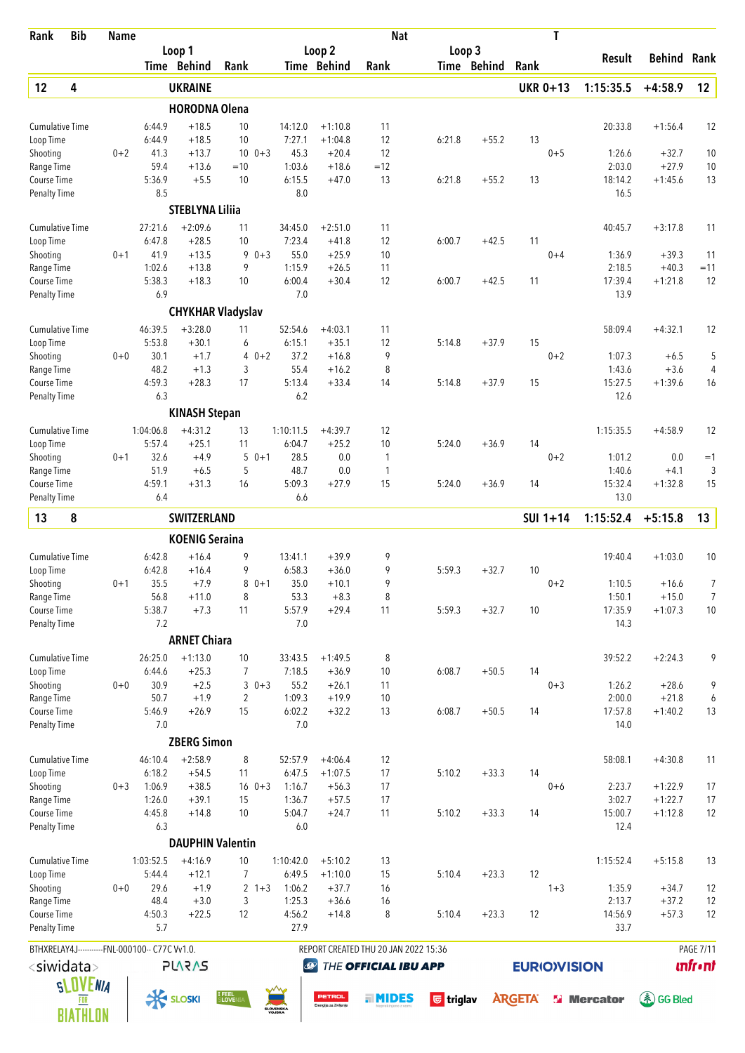| Rank | Bib | Name | | | | | | Nat | | | | T | | |
|---|---|---|---|---|---|---|---|---|---|---|---|---|---|---|
| | | | Loop 1 | | | Loop 2 | | | Loop 3 | | | | | |
| | | | Time | Behind | Rank | Time | Behind | Rank | Time | Behind | Rank | Result | Behind | Rank |
| **12** | **4** | **UKRAINE** | | | | | | | | | | **UKR 0+13** | **1:15:35.5** | **+4:58.9** | **12** |
| | | **HORODNA Olena** | | | | | | | | | | | | |
| Cumulative Time | | | 6:44.9 | +18.5 | 10 | 14:12.0 | +1:10.8 | 11 | | | | 20:33.8 | +1:56.4 | 12 |
| Loop Time | | | 6:44.9 | +18.5 | 10 | 7:27.1 | +1:04.8 | 12 | 6:21.8 | +55.2 | 13 | | | |
| Shooting | | 0+2 | 41.3 | +13.7 | 10 0+3 | 45.3 | +20.4 | 12 | | | 0+5 | 1:26.6 | +32.7 | 10 |
| Range Time | | | 59.4 | +13.6 | =10 | 1:03.6 | +18.6 | =12 | | | | 2:03.0 | +27.9 | 10 |
| Course Time | | | 5:36.9 | +5.5 | 10 | 6:15.5 | +47.0 | 13 | 6:21.8 | +55.2 | 13 | 18:14.2 | +1:45.6 | 13 |
| Penalty Time | | | 8.5 | | | 8.0 | | | | | | 16.5 | | |
| | | **STEBLYNA Liliia** | | | | | | | | | | | | |
| Cumulative Time | | | 27:21.6 | +2:09.6 | 11 | 34:45.0 | +2:51.0 | 11 | | | | 40:45.7 | +3:17.8 | 11 |
| Loop Time | | | 6:47.8 | +28.5 | 10 | 7:23.4 | +41.8 | 12 | 6:00.7 | +42.5 | 11 | | | |
| Shooting | | 0+1 | 41.9 | +13.5 | 9 0+3 | 55.0 | +25.9 | 10 | | | 0+4 | 1:36.9 | +39.3 | 11 |
| Range Time | | | 1:02.6 | +13.8 | 9 | 1:15.9 | +26.5 | 11 | | | | 2:18.5 | +40.3 | =11 |
| Course Time | | | 5:38.3 | +18.3 | 10 | 6:00.4 | +30.4 | 12 | 6:00.7 | +42.5 | 11 | 17:39.4 | +1:21.8 | 12 |
| Penalty Time | | | 6.9 | | | 7.0 | | | | | | 13.9 | | |
| | | **CHYKHAR Vladyslav** | | | | | | | | | | | | |
| Cumulative Time | | | 46:39.5 | +3:28.0 | 11 | 52:54.6 | +4:03.1 | 11 | | | | 58:09.4 | +4:32.1 | 12 |
| Loop Time | | | 5:53.8 | +30.1 | 6 | 6:15.1 | +35.1 | 12 | 5:14.8 | +37.9 | 15 | | | |
| Shooting | | 0+0 | 30.1 | +1.7 | 4 0+2 | 37.2 | +16.8 | 9 | | | 0+2 | 1:07.3 | +6.5 | 5 |
| Range Time | | | 48.2 | +1.3 | 3 | 55.4 | +16.2 | 8 | | | | 1:43.6 | +3.6 | 4 |
| Course Time | | | 4:59.3 | +28.3 | 17 | 5:13.4 | +33.4 | 14 | 5:14.8 | +37.9 | 15 | 15:27.5 | +1:39.6 | 16 |
| Penalty Time | | | 6.3 | | | 6.2 | | | | | | 12.6 | | |
| | | **KINASH Stepan** | | | | | | | | | | | | |
| Cumulative Time | | | 1:04:06.8 | +4:31.2 | 13 | 1:10:11.5 | +4:39.7 | 12 | | | | 1:15:35.5 | +4:58.9 | 12 |
| Loop Time | | | 5:57.4 | +25.1 | 11 | 6:04.7 | +25.2 | 10 | 5:24.0 | +36.9 | 14 | | | |
| Shooting | | 0+1 | 32.6 | +4.9 | 5 0+1 | 28.5 | 0.0 | 1 | | | 0+2 | 1:01.2 | 0.0 | =1 |
| Range Time | | | 51.9 | +6.5 | 5 | 48.7 | 0.0 | 1 | | | | 1:40.6 | +4.1 | 3 |
| Course Time | | | 4:59.1 | +31.3 | 16 | 5:09.3 | +27.9 | 15 | 5:24.0 | +36.9 | 14 | 15:32.4 | +1:32.8 | 15 |
| Penalty Time | | | 6.4 | | | 6.6 | | | | | | 13.0 | | |
| **13** | **8** | **SWITZERLAND** | | | | | | | | | | **SUI 1+14** | **1:15:52.4** | **+5:15.8** | **13** |
| | | **KOENIG Seraina** | | | | | | | | | | | | |
| Cumulative Time | | | 6:42.8 | +16.4 | 9 | 13:41.1 | +39.9 | 9 | | | | 19:40.4 | +1:03.0 | 10 |
| Loop Time | | | 6:42.8 | +16.4 | 9 | 6:58.3 | +36.0 | 9 | 5:59.3 | +32.7 | 10 | | | |
| Shooting | | 0+1 | 35.5 | +7.9 | 8 0+1 | 35.0 | +10.1 | 9 | | | 0+2 | 1:10.5 | +16.6 | 7 |
| Range Time | | | 56.8 | +11.0 | 8 | 53.3 | +8.3 | 8 | | | | 1:50.1 | +15.0 | 7 |
| Course Time | | | 5:38.7 | +7.3 | 11 | 5:57.9 | +29.4 | 11 | 5:59.3 | +32.7 | 10 | 17:35.9 | +1:07.3 | 10 |
| Penalty Time | | | 7.2 | | | 7.0 | | | | | | 14.3 | | |
| | | **ARNET Chiara** | | | | | | | | | | | | |
| Cumulative Time | | | 26:25.0 | +1:13.0 | 10 | 33:43.5 | +1:49.5 | 8 | | | | 39:52.2 | +2:24.3 | 9 |
| Loop Time | | | 6:44.6 | +25.3 | 7 | 7:18.5 | +36.9 | 10 | 6:08.7 | +50.5 | 14 | | | |
| Shooting | | 0+0 | 30.9 | +2.5 | 3 0+3 | 55.2 | +26.1 | 11 | | | 0+3 | 1:26.2 | +28.6 | 9 |
| Range Time | | | 50.7 | +1.9 | 2 | 1:09.3 | +19.9 | 10 | | | | 2:00.0 | +21.8 | 6 |
| Course Time | | | 5:46.9 | +26.9 | 15 | 6:02.2 | +32.2 | 13 | 6:08.7 | +50.5 | 14 | 17:57.8 | +1:40.2 | 13 |
| Penalty Time | | | 7.0 | | | 7.0 | | | | | | 14.0 | | |
| | | **ZBERG Simon** | | | | | | | | | | | | |
| Cumulative Time | | | 46:10.4 | +2:58.9 | 8 | 52:57.9 | +4:06.4 | 12 | | | | 58:08.1 | +4:30.8 | 11 |
| Loop Time | | | 6:18.2 | +54.5 | 11 | 6:47.5 | +1:07.5 | 17 | 5:10.2 | +33.3 | 14 | | | |
| Shooting | | 0+3 | 1:06.9 | +38.5 | 16 0+3 | 1:16.7 | +56.3 | 17 | | | 0+6 | 2:23.7 | +1:22.9 | 17 |
| Range Time | | | 1:26.0 | +39.1 | 15 | 1:36.7 | +57.5 | 17 | | | | 3:02.7 | +1:22.7 | 17 |
| Course Time | | | 4:45.8 | +14.8 | 10 | 5:04.7 | +24.7 | 11 | 5:10.2 | +33.3 | 14 | 15:00.7 | +1:12.8 | 12 |
| Penalty Time | | | 6.3 | | | 6.0 | | | | | | 12.4 | | |
| | | **DAUPHIN Valentin** | | | | | | | | | | | | |
| Cumulative Time | | | 1:03:52.5 | +4:16.9 | 10 | 1:10:42.0 | +5:10.2 | 13 | | | | 1:15:52.4 | +5:15.8 | 13 |
| Loop Time | | | 5:44.4 | +12.1 | 7 | 6:49.5 | +1:10.0 | 15 | 5:10.4 | +23.3 | 12 | | | |
| Shooting | | 0+0 | 29.6 | +1.9 | 2 1+3 | 1:06.2 | +37.7 | 16 | | | 1+3 | 1:35.9 | +34.7 | 12 |
| Range Time | | | 48.4 | +3.0 | 3 | 1:25.3 | +36.6 | 16 | | | | 2:13.7 | +37.2 | 12 |
| Course Time | | | 4:50.3 | +22.5 | 12 | 4:56.2 | +14.8 | 8 | 5:10.4 | +23.3 | 12 | 14:56.9 | +57.3 | 12 |
| Penalty Time | | | 5.7 | | | 27.9 | | | | | | 33.7 | | |

BTHXRELAY4J-----------FNL-000100-- C77C Vv1.0. REPORT CREATED THU 20 JAN 2022 15:36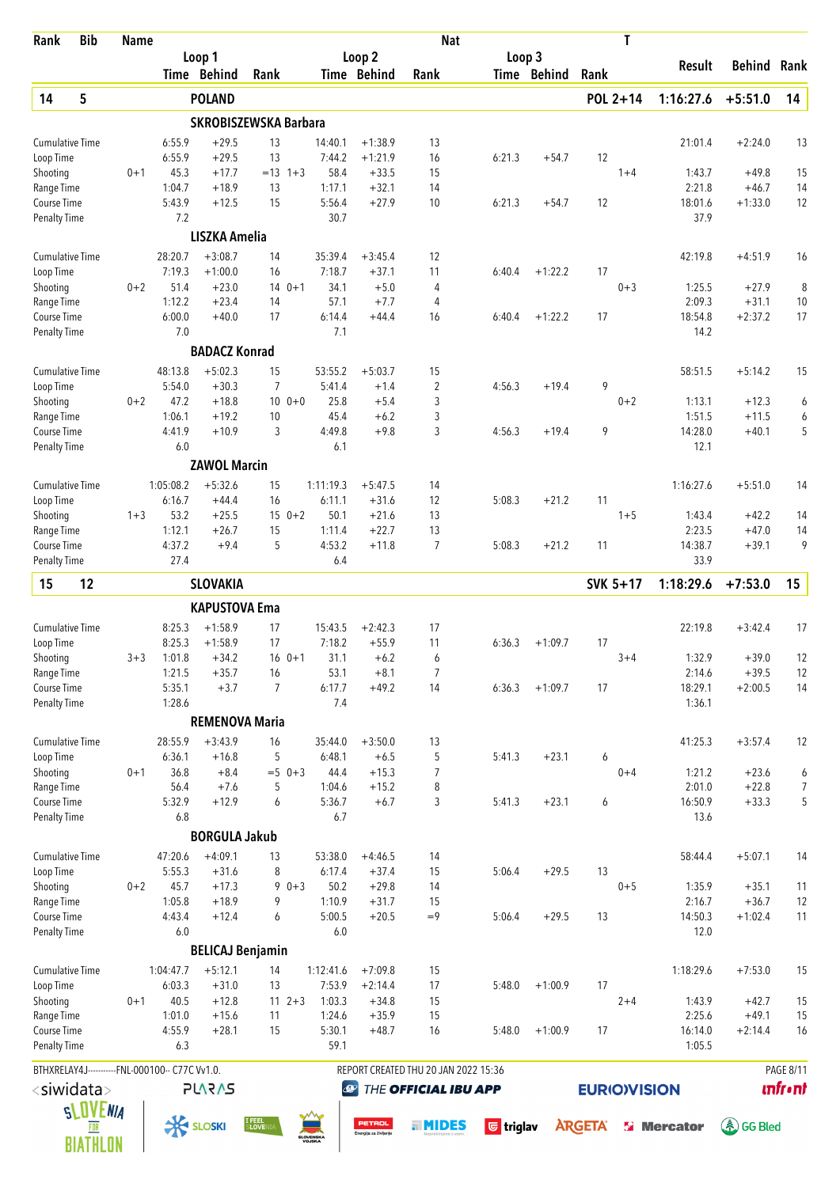| Rank | Bib | Name | | | | | | Nat | | | | T | | | |
|---|---|---|---|---|---|---|---|---|---|---|---|---|---|---|---|
| | | | Loop 1 | | | Loop 2 | | | Loop 3 | | | | Result | Behind | Rank |
| | | | Time | Behind | Rank | Time | Behind | Rank | Time | Behind | Rank | | | | |
| **14** | **5** | **POLAND** | | | | | | | | | | **POL 2+14** | **1:16:27.6** | **+5:51.0** | **14** |
| | | **SKROBISZEWSKA Barbara** | | | | | | | | | | | | | |
| Cumulative Time | | | 6:55.9 | +29.5 | 13 | 14:40.1 | +1:38.9 | 13 | | | | | 21:01.4 | +2:24.0 | 13 |
| Loop Time | | | 6:55.9 | +29.5 | 13 | 7:44.2 | +1:21.9 | 16 | 6:21.3 | +54.7 | 12 | | | | |
| Shooting | 0+1 | | 45.3 | +17.7 | =13 1+3 | 58.4 | +33.5 | 15 | | | | 1+4 | 1:43.7 | +49.8 | 15 |
| Range Time | | | 1:04.7 | +18.9 | 13 | 1:17.1 | +32.1 | 14 | | | | | 2:21.8 | +46.7 | 14 |
| Course Time | | | 5:43.9 | +12.5 | 15 | 5:56.4 | +27.9 | 10 | 6:21.3 | +54.7 | 12 | | 18:01.6 | +1:33.0 | 12 |
| Penalty Time | | | 7.2 | | | 30.7 | | | | | | | 37.9 | | |
| | | **LISZKA Amelia** | | | | | | | | | | | | | |
| Cumulative Time | | | 28:20.7 | +3:08.7 | 14 | 35:39.4 | +3:45.4 | 12 | | | | | 42:19.8 | +4:51.9 | 16 |
| Loop Time | | | 7:19.3 | +1:00.0 | 16 | 7:18.7 | +37.1 | 11 | 6:40.4 | +1:22.2 | 17 | | | | |
| Shooting | 0+2 | | 51.4 | +23.0 | 14 0+1 | 34.1 | +5.0 | 4 | | | | 0+3 | 1:25.5 | +27.9 | 8 |
| Range Time | | | 1:12.2 | +23.4 | 14 | 57.1 | +7.7 | 4 | | | | | 2:09.3 | +31.1 | 10 |
| Course Time | | | 6:00.0 | +40.0 | 17 | 6:14.4 | +44.4 | 16 | 6:40.4 | +1:22.2 | 17 | | 18:54.8 | +2:37.2 | 17 |
| Penalty Time | | | 7.0 | | | 7.1 | | | | | | | 14.2 | | |
| | | **BADACZ Konrad** | | | | | | | | | | | | | |
| Cumulative Time | | | 48:13.8 | +5:02.3 | 15 | 53:55.2 | +5:03.7 | 15 | | | | | 58:51.5 | +5:14.2 | 15 |
| Loop Time | | | 5:54.0 | +30.3 | 7 | 5:41.4 | +1.4 | 2 | 4:56.3 | +19.4 | 9 | | | | |
| Shooting | 0+2 | | 47.2 | +18.8 | 10 0+0 | 25.8 | +5.4 | 3 | | | | 0+2 | 1:13.1 | +12.3 | 6 |
| Range Time | | | 1:06.1 | +19.2 | 10 | 45.4 | +6.2 | 3 | | | | | 1:51.5 | +11.5 | 6 |
| Course Time | | | 4:41.9 | +10.9 | 3 | 4:49.8 | +9.8 | 3 | 4:56.3 | +19.4 | 9 | | 14:28.0 | +40.1 | 5 |
| Penalty Time | | | 6.0 | | | 6.1 | | | | | | | 12.1 | | |
| | | **ZAWOL Marcin** | | | | | | | | | | | | | |
| Cumulative Time | | | 1:05:08.2 | +5:32.6 | 15 | 1:11:19.3 | +5:47.5 | 14 | | | | | 1:16:27.6 | +5:51.0 | 14 |
| Loop Time | | | 6:16.7 | +44.4 | 16 | 6:11.1 | +31.6 | 12 | 5:08.3 | +21.2 | 11 | | | | |
| Shooting | 1+3 | | 53.2 | +25.5 | 15 0+2 | 50.1 | +21.6 | 13 | | | | 1+5 | 1:43.4 | +42.2 | 14 |
| Range Time | | | 1:12.1 | +26.7 | 15 | 1:11.4 | +22.7 | 13 | | | | | 2:23.5 | +47.0 | 14 |
| Course Time | | | 4:37.2 | +9.4 | 5 | 4:53.2 | +11.8 | 7 | 5:08.3 | +21.2 | 11 | | 14:38.7 | +39.1 | 9 |
| Penalty Time | | | 27.4 | | | 6.4 | | | | | | | 33.9 | | |
| **15** | **12** | **SLOVAKIA** | | | | | | | | | | **SVK 5+17** | **1:18:29.6** | **+7:53.0** | **15** |
| | | **KAPUSTOVA Ema** | | | | | | | | | | | | | |
| Cumulative Time | | | 8:25.3 | +1:58.9 | 17 | 15:43.5 | +2:42.3 | 17 | | | | | 22:19.8 | +3:42.4 | 17 |
| Loop Time | | | 8:25.3 | +1:58.9 | 17 | 7:18.2 | +55.9 | 11 | 6:36.3 | +1:09.7 | 17 | | | | |
| Shooting | 3+3 | | 1:01.8 | +34.2 | 16 0+1 | 31.1 | +6.2 | 6 | | | | 3+4 | 1:32.9 | +39.0 | 12 |
| Range Time | | | 1:21.5 | +35.7 | 16 | 53.1 | +8.1 | 7 | | | | | 2:14.6 | +39.5 | 12 |
| Course Time | | | 5:35.1 | +3.7 | 7 | 6:17.7 | +49.2 | 14 | 6:36.3 | +1:09.7 | 17 | | 18:29.1 | +2:00.5 | 14 |
| Penalty Time | | | 1:28.6 | | | 7.4 | | | | | | | 1:36.1 | | |
| | | **REMENOVA Maria** | | | | | | | | | | | | | |
| Cumulative Time | | | 28:55.9 | +3:43.9 | 16 | 35:44.0 | +3:50.0 | 13 | | | | | 41:25.3 | +3:57.4 | 12 |
| Loop Time | | | 6:36.1 | +16.8 | 5 | 6:48.1 | +6.5 | 5 | 5:41.3 | +23.1 | 6 | | | | |
| Shooting | 0+1 | | 36.8 | +8.4 | =5 0+3 | 44.4 | +15.3 | 7 | | | | 0+4 | 1:21.2 | +23.6 | 6 |
| Range Time | | | 56.4 | +7.6 | 5 | 1:04.6 | +15.2 | 8 | | | | | 2:01.0 | +22.8 | 7 |
| Course Time | | | 5:32.9 | +12.9 | 6 | 5:36.7 | +6.7 | 3 | 5:41.3 | +23.1 | 6 | | 16:50.9 | +33.3 | 5 |
| Penalty Time | | | 6.8 | | | 6.7 | | | | | | | 13.6 | | |
| | | **BORGULA Jakub** | | | | | | | | | | | | | |
| Cumulative Time | | | 47:20.6 | +4:09.1 | 13 | 53:38.0 | +4:46.5 | 14 | | | | | 58:44.4 | +5:07.1 | 14 |
| Loop Time | | | 5:55.3 | +31.6 | 8 | 6:17.4 | +37.4 | 15 | 5:06.4 | +29.5 | 13 | | | | |
| Shooting | 0+2 | | 45.7 | +17.3 | 9 0+3 | 50.2 | +29.8 | 14 | | | | 0+5 | 1:35.9 | +35.1 | 11 |
| Range Time | | | 1:05.8 | +18.9 | 9 | 1:10.9 | +31.7 | 15 | | | | | 2:16.7 | +36.7 | 12 |
| Course Time | | | 4:43.4 | +12.4 | 6 | 5:00.5 | +20.5 | =9 | 5:06.4 | +29.5 | 13 | | 14:50.3 | +1:02.4 | 11 |
| Penalty Time | | | 6.0 | | | 6.0 | | | | | | | 12.0 | | |
| | | **BELICAJ Benjamin** | | | | | | | | | | | | | |
| Cumulative Time | | | 1:04:47.7 | +5:12.1 | 14 | 1:12:41.6 | +7:09.8 | 15 | | | | | 1:18:29.6 | +7:53.0 | 15 |
| Loop Time | | | 6:03.3 | +31.0 | 13 | 7:53.9 | +2:14.4 | 17 | 5:48.0 | +1:00.9 | 17 | | | | |
| Shooting | 0+1 | | 40.5 | +12.8 | 11 2+3 | 1:03.3 | +34.8 | 15 | | | | 2+4 | 1:43.9 | +42.7 | 15 |
| Range Time | | | 1:01.0 | +15.6 | 11 | 1:24.6 | +35.9 | 15 | | | | | 2:25.6 | +49.1 | 15 |
| Course Time | | | 4:55.9 | +28.1 | 15 | 5:30.1 | +48.7 | 16 | 5:48.0 | +1:00.9 | 17 | | 16:14.0 | +2:14.4 | 16 |
| Penalty Time | | | 6.3 | | | 59.1 | | | | | | | 1:05.5 | | |

BTHXRELAY4J-----------FNL-000100-- C77C Vv1.0. REPORT CREATED THU 20 JAN 2022 15:36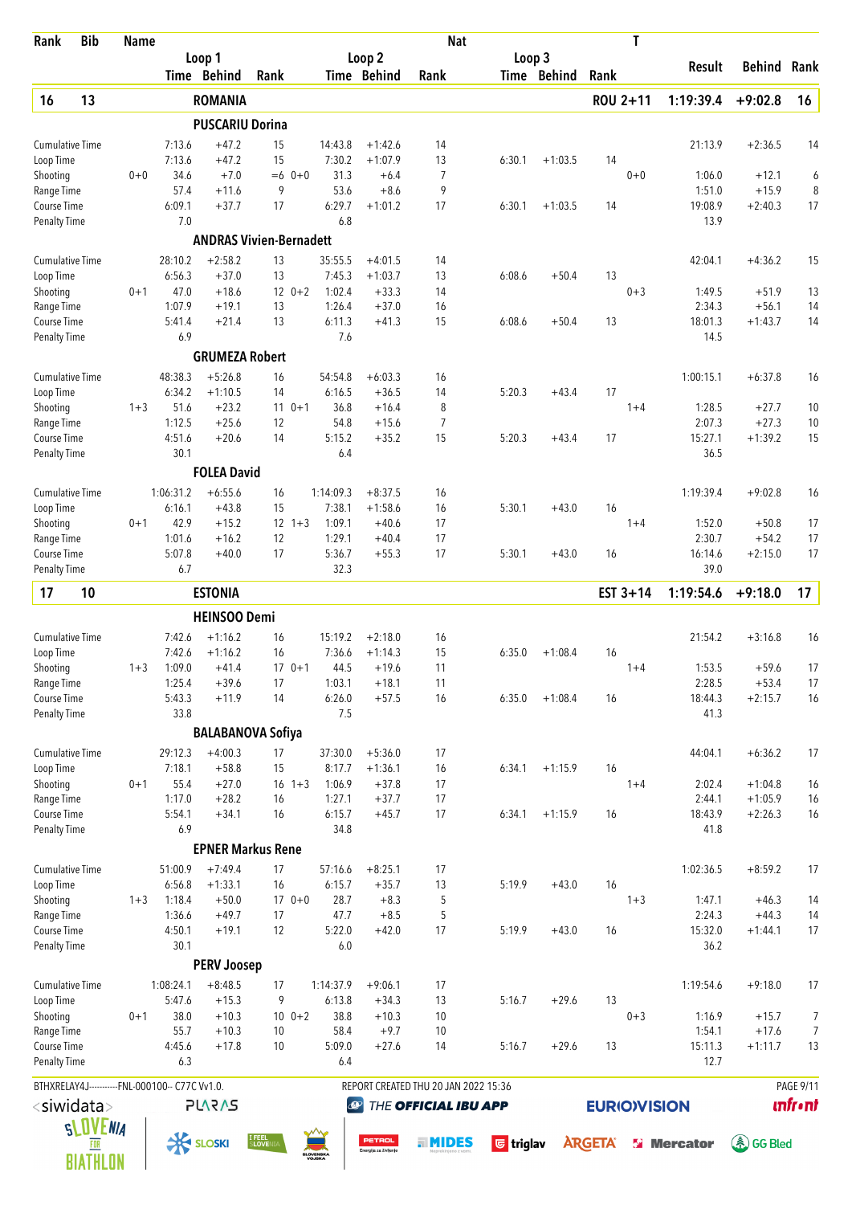| Rank | Bib | Name | | | | | | | | Nat | | | T | | | |
|---|---|---|---|---|---|---|---|---|---|---|---|---|---|---|---|---|
| | | | Loop 1 | | | Loop 2 | | | Loop 3 | | | | | Result | Behind | Rank |
| | | | Time | Behind | Rank | Time | Behind | Rank | Time | Behind | Rank | | | | | |
| **16** | **13** | **ROMANIA** | | | | | | | | | | **ROU 2+11** | | **1:19:39.4** | **+9:02.8** | **16** |
| | | **PUSCARIU Dorina** | | | | | | | | | | | | | | |
| Cumulative Time | | | 7:13.6 | +47.2 | 15 | 14:43.8 | +1:42.6 | 14 | | | | | | 21:13.9 | +2:36.5 | 14 |
| Loop Time | | | 7:13.6 | +47.2 | 15 | 7:30.2 | +1:07.9 | 13 | 6:30.1 | +1:03.5 | 14 | | | | | |
| Shooting | 0+0 | | 34.6 | +7.0 | =6 0+0 | 31.3 | +6.4 | 7 | | | | 0+0 | | 1:06.0 | +12.1 | 6 |
| Range Time | | | 57.4 | +11.6 | 9 | 53.6 | +8.6 | 9 | | | | | | 1:51.0 | +15.9 | 8 |
| Course Time | | | 6:09.1 | +37.7 | 17 | 6:29.7 | +1:01.2 | 17 | 6:30.1 | +1:03.5 | 14 | | | 19:08.9 | +2:40.3 | 17 |
| Penalty Time | | | 7.0 | | | 6.8 | | | | | | | | 13.9 | | |
| | | **ANDRAS Vivien-Bernadett** | | | | | | | | | | | | | | |
| Cumulative Time | | | 28:10.2 | +2:58.2 | 13 | 35:55.5 | +4:01.5 | 14 | | | | | | 42:04.1 | +4:36.2 | 15 |
| Loop Time | | | 6:56.3 | +37.0 | 13 | 7:45.3 | +1:03.7 | 13 | 6:08.6 | +50.4 | 13 | | | | | |
| Shooting | 0+1 | | 47.0 | +18.6 | 12 0+2 | 1:02.4 | +33.3 | 14 | | | | 0+3 | | 1:49.5 | +51.9 | 13 |
| Range Time | | | 1:07.9 | +19.1 | 13 | 1:26.4 | +37.0 | 16 | | | | | | 2:34.3 | +56.1 | 14 |
| Course Time | | | 5:41.4 | +21.4 | 13 | 6:11.3 | +41.3 | 15 | 6:08.6 | +50.4 | 13 | | | 18:01.3 | +1:43.7 | 14 |
| Penalty Time | | | 6.9 | | | 7.6 | | | | | | | | 14.5 | | |
| | | **GRUMEZA Robert** | | | | | | | | | | | | | | |
| Cumulative Time | | | 48:38.3 | +5:26.8 | 16 | 54:54.8 | +6:03.3 | 16 | | | | | | 1:00:15.1 | +6:37.8 | 16 |
| Loop Time | | | 6:34.2 | +1:10.5 | 14 | 6:16.5 | +36.5 | 14 | 5:20.3 | +43.4 | 17 | | | | | |
| Shooting | 1+3 | | 51.6 | +23.2 | 11 0+1 | 36.8 | +16.4 | 8 | | | | 1+4 | | 1:28.5 | +27.7 | 10 |
| Range Time | | | 1:12.5 | +25.6 | 12 | 54.8 | +15.6 | 7 | | | | | | 2:07.3 | +27.3 | 10 |
| Course Time | | | 4:51.6 | +20.6 | 14 | 5:15.2 | +35.2 | 15 | 5:20.3 | +43.4 | 17 | | | 15:27.1 | +1:39.2 | 15 |
| Penalty Time | | | 30.1 | | | 6.4 | | | | | | | | 36.5 | | |
| | | **FOLEA David** | | | | | | | | | | | | | | |
| Cumulative Time | | | 1:06:31.2 | +6:55.6 | 16 | 1:14:09.3 | +8:37.5 | 16 | | | | | | 1:19:39.4 | +9:02.8 | 16 |
| Loop Time | | | 6:16.1 | +43.8 | 15 | 7:38.1 | +1:58.6 | 16 | 5:30.1 | +43.0 | 16 | | | | | |
| Shooting | 0+1 | | 42.9 | +15.2 | 12 1+3 | 1:09.1 | +40.6 | 17 | | | | 1+4 | | 1:52.0 | +50.8 | 17 |
| Range Time | | | 1:01.6 | +16.2 | 12 | 1:29.1 | +40.4 | 17 | | | | | | 2:30.7 | +54.2 | 17 |
| Course Time | | | 5:07.8 | +40.0 | 17 | 5:36.7 | +55.3 | 17 | 5:30.1 | +43.0 | 16 | | | 16:14.6 | +2:15.0 | 17 |
| Penalty Time | | | 6.7 | | | 32.3 | | | | | | | | 39.0 | | |
| **17** | **10** | **ESTONIA** | | | | | | | | | | **EST 3+14** | | **1:19:54.6** | **+9:18.0** | **17** |
| | | **HEINSOO Demi** | | | | | | | | | | | | | | |
| Cumulative Time | | | 7:42.6 | +1:16.2 | 16 | 15:19.2 | +2:18.0 | 16 | | | | | | 21:54.2 | +3:16.8 | 16 |
| Loop Time | | | 7:42.6 | +1:16.2 | 16 | 7:36.6 | +1:14.3 | 15 | 6:35.0 | +1:08.4 | 16 | | | | | |
| Shooting | 1+3 | | 1:09.0 | +41.4 | 17 0+1 | 44.5 | +19.6 | 11 | | | | 1+4 | | 1:53.5 | +59.6 | 17 |
| Range Time | | | 1:25.4 | +39.6 | 17 | 1:03.1 | +18.1 | 11 | | | | | | 2:28.5 | +53.4 | 17 |
| Course Time | | | 5:43.3 | +11.9 | 14 | 6:26.0 | +57.5 | 16 | 6:35.0 | +1:08.4 | 16 | | | 18:44.3 | +2:15.7 | 16 |
| Penalty Time | | | 33.8 | | | 7.5 | | | | | | | | 41.3 | | |
| | | **BALABANOVA Sofiya** | | | | | | | | | | | | | | |
| Cumulative Time | | | 29:12.3 | +4:00.3 | 17 | 37:30.0 | +5:36.0 | 17 | | | | | | 44:04.1 | +6:36.2 | 17 |
| Loop Time | | | 7:18.1 | +58.8 | 15 | 8:17.7 | +1:36.1 | 16 | 6:34.1 | +1:15.9 | 16 | | | | | |
| Shooting | 0+1 | | 55.4 | +27.0 | 16 1+3 | 1:06.9 | +37.8 | 17 | | | | 1+4 | | 2:02.4 | +1:04.8 | 16 |
| Range Time | | | 1:17.0 | +28.2 | 16 | 1:27.1 | +37.7 | 17 | | | | | | 2:44.1 | +1:05.9 | 16 |
| Course Time | | | 5:54.1 | +34.1 | 16 | 6:15.7 | +45.7 | 17 | 6:34.1 | +1:15.9 | 16 | | | 18:43.9 | +2:26.3 | 16 |
| Penalty Time | | | 6.9 | | | 34.8 | | | | | | | | 41.8 | | |
| | | **EPNER Markus Rene** | | | | | | | | | | | | | | |
| Cumulative Time | | | 51:00.9 | +7:49.4 | 17 | 57:16.6 | +8:25.1 | 17 | | | | | | 1:02:36.5 | +8:59.2 | 17 |
| Loop Time | | | 6:56.8 | +1:33.1 | 16 | 6:15.7 | +35.7 | 13 | 5:19.9 | +43.0 | 16 | | | | | |
| Shooting | 1+3 | | 1:18.4 | +50.0 | 17 0+0 | 28.7 | +8.3 | 5 | | | | 1+3 | | 1:47.1 | +46.3 | 14 |
| Range Time | | | 1:36.6 | +49.7 | 17 | 47.7 | +8.5 | 5 | | | | | | 2:24.3 | +44.3 | 14 |
| Course Time | | | 4:50.1 | +19.1 | 12 | 5:22.0 | +42.0 | 17 | 5:19.9 | +43.0 | 16 | | | 15:32.0 | +1:44.1 | 17 |
| Penalty Time | | | 30.1 | | | 6.0 | | | | | | | | 36.2 | | |
| | | **PERV Joosep** | | | | | | | | | | | | | | |
| Cumulative Time | | | 1:08:24.1 | +8:48.5 | 17 | 1:14:37.9 | +9:06.1 | 17 | | | | | | 1:19:54.6 | +9:18.0 | 17 |
| Loop Time | | | 5:47.6 | +15.3 | 9 | 6:13.8 | +34.3 | 13 | 5:16.7 | +29.6 | 13 | | | | | |
| Shooting | 0+1 | | 38.0 | +10.3 | 10 0+2 | 38.8 | +10.3 | 10 | | | | 0+3 | | 1:16.9 | +15.7 | 7 |
| Range Time | | | 55.7 | +10.3 | 10 | 58.4 | +9.7 | 10 | | | | | | 1:54.1 | +17.6 | 7 |
| Course Time | | | 4:45.6 | +17.8 | 10 | 5:09.0 | +27.6 | 14 | 5:16.7 | +29.6 | 13 | | | 15:11.3 | +1:11.7 | 13 |
| Penalty Time | | | 6.3 | | | 6.4 | | | | | | | | 12.7 | | |

BTHXRELAY4J-----------FNL-000100-- C77C Vv1.0. REPORT CREATED THU 20 JAN 2022 15:36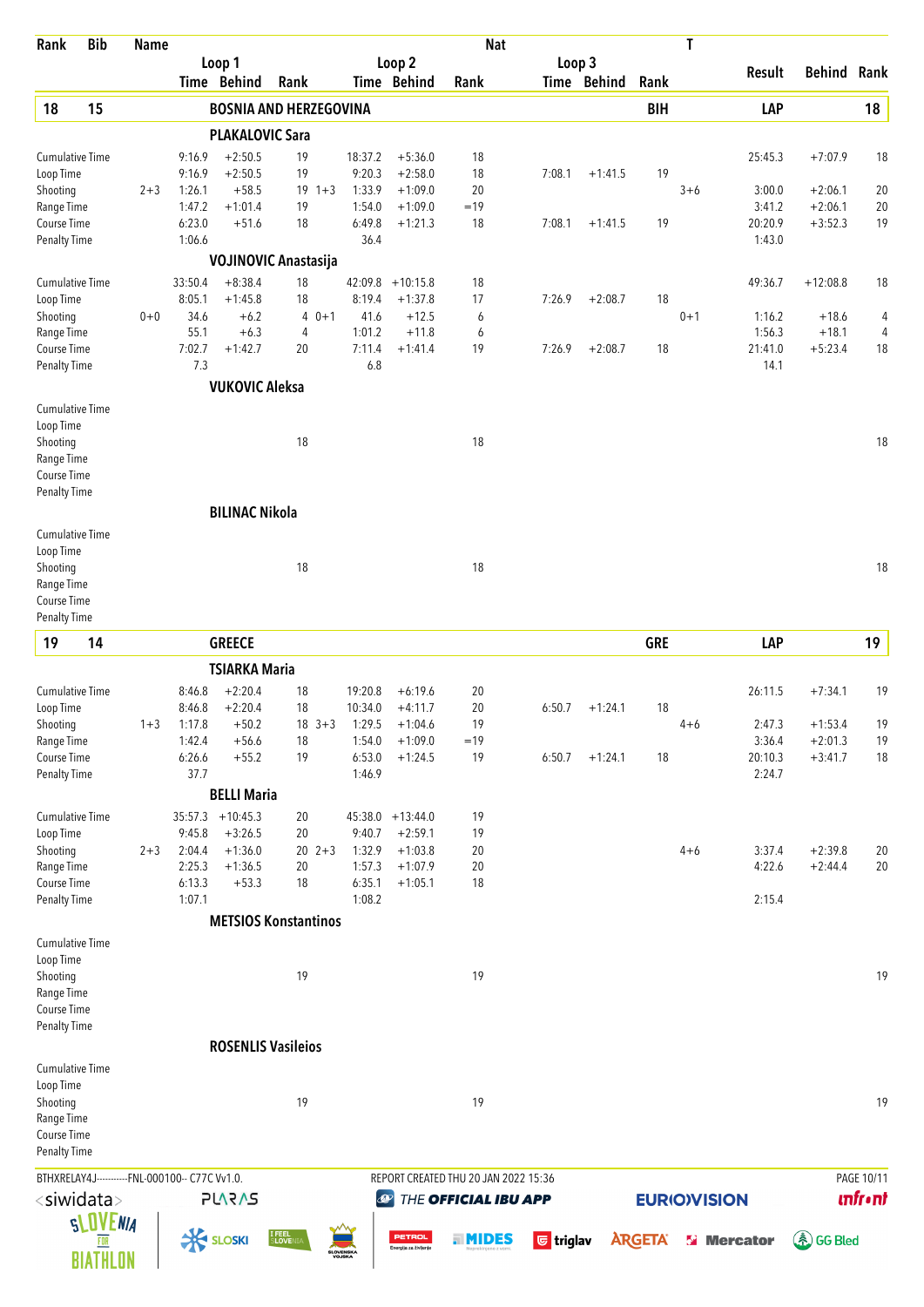| Rank | Bib | Name | Loop 1 Time | Loop 1 Behind | Loop 1 Rank | Loop 2 Time | Loop 2 Behind | Loop 2 Rank | Loop 3 Time | Loop 3 Behind | Loop 3 Rank | Nat T | Result | Behind | Rank |
|---|---|---|---|---|---|---|---|---|---|---|---|---|---|---|---|
| **18** | **15** | **BOSNIA AND HERZEGOVINA** | | | | | | | | | | **BIH** | **LAP** | | **18** |
| | | **PLAKALOVIC Sara** | | | | | | | | | | | | | |
| Cumulative Time | | | 9:16.9 | +2:50.5 | 19 | 18:37.2 | +5:36.0 | 18 | | | | | 25:45.3 | +7:07.9 | 18 |
| Loop Time | | | 9:16.9 | +2:50.5 | 19 | 9:20.3 | +2:58.0 | 18 | 7:08.1 | +1:41.5 | 19 | | | | |
| Shooting | | 2+3 | 1:26.1 | +58.5 | 19 1+3 | 1:33.9 | +1:09.0 | 20 | | | | 3+6 | 3:00.0 | +2:06.1 | 20 |
| Range Time | | | 1:47.2 | +1:01.4 | 19 | 1:54.0 | +1:09.0 | =19 | | | | | 3:41.2 | +2:06.1 | 20 |
| Course Time | | | 6:23.0 | +51.6 | 18 | 6:49.8 | +1:21.3 | 18 | 7:08.1 | +1:41.5 | 19 | | 20:20.9 | +3:52.3 | 19 |
| Penalty Time | | | 1:06.6 | | | 36.4 | | | | | | | 1:43.0 | | |
| | | **VOJINOVIC Anastasija** | | | | | | | | | | | | | |
| Cumulative Time | | | 33:50.4 | +8:38.4 | 18 | 42:09.8 | +10:15.8 | 18 | | | | | 49:36.7 | +12:08.8 | 18 |
| Loop Time | | | 8:05.1 | +1:45.8 | 18 | 8:19.4 | +1:37.8 | 17 | 7:26.9 | +2:08.7 | 18 | | | | |
| Shooting | | 0+0 | 34.6 | +6.2 | 4 0+1 | 41.6 | +12.5 | 6 | | | | 0+1 | 1:16.2 | +18.6 | 4 |
| Range Time | | | 55.1 | +6.3 | 4 | 1:01.2 | +11.8 | 6 | | | | | 1:56.3 | +18.1 | 4 |
| Course Time | | | 7:02.7 | +1:42.7 | 20 | 7:11.4 | +1:41.4 | 19 | 7:26.9 | +2:08.7 | 18 | | 21:41.0 | +5:23.4 | 18 |
| Penalty Time | | | 7.3 | | | 6.8 | | | | | | | 14.1 | | |
| | | **VUKOVIC Aleksa** | | | | | | | | | | | | | |
| Cumulative Time | | | | | | | | | | | | | | | |
| Loop Time | | | | | | | | | | | | | | | |
| Shooting | | | | | 18 | | | 18 | | | | | | | 18 |
| Range Time | | | | | | | | | | | | | | | |
| Course Time | | | | | | | | | | | | | | | |
| Penalty Time | | | | | | | | | | | | | | | |
| | | **BILINAC Nikola** | | | | | | | | | | | | | |
| Cumulative Time | | | | | | | | | | | | | | | |
| Loop Time | | | | | | | | | | | | | | | |
| Shooting | | | | | 18 | | | 18 | | | | | | | 18 |
| Range Time | | | | | | | | | | | | | | | |
| Course Time | | | | | | | | | | | | | | | |
| Penalty Time | | | | | | | | | | | | | | | |
| **19** | **14** | **GREECE** | | | | | | | | | | **GRE** | **LAP** | | **19** |
| | | **TSIARKA Maria** | | | | | | | | | | | | | |
| Cumulative Time | | | 8:46.8 | +2:20.4 | 18 | 19:20.8 | +6:19.6 | 20 | | | | | 26:11.5 | +7:34.1 | 19 |
| Loop Time | | | 8:46.8 | +2:20.4 | 18 | 10:34.0 | +4:11.7 | 20 | 6:50.7 | +1:24.1 | 18 | | | | |
| Shooting | | 1+3 | 1:17.8 | +50.2 | 18 3+3 | 1:29.5 | +1:04.6 | 19 | | | | 4+6 | 2:47.3 | +1:53.4 | 19 |
| Range Time | | | 1:42.4 | +56.6 | 18 | 1:54.0 | +1:09.0 | =19 | | | | | 3:36.4 | +2:01.3 | 19 |
| Course Time | | | 6:26.6 | +55.2 | 19 | 6:53.0 | +1:24.5 | 19 | 6:50.7 | +1:24.1 | 18 | | 20:10.3 | +3:41.7 | 18 |
| Penalty Time | | | 37.7 | | | 1:46.9 | | | | | | | 2:24.7 | | |
| | | **BELLI Maria** | | | | | | | | | | | | | |
| Cumulative Time | | | 35:57.3 | +10:45.3 | 20 | 45:38.0 | +13:44.0 | 19 | | | | | | | |
| Loop Time | | | 9:45.8 | +3:26.5 | 20 | 9:40.7 | +2:59.1 | 19 | | | | | | | |
| Shooting | | 2+3 | 2:04.4 | +1:36.0 | 20 2+3 | 1:32.9 | +1:03.8 | 20 | | | | 4+6 | 3:37.4 | +2:39.8 | 20 |
| Range Time | | | 2:25.3 | +1:36.5 | 20 | 1:57.3 | +1:07.9 | 20 | | | | | 4:22.6 | +2:44.4 | 20 |
| Course Time | | | 6:13.3 | +53.3 | 18 | 6:35.1 | +1:05.1 | 18 | | | | | | | |
| Penalty Time | | | 1:07.1 | | | 1:08.2 | | | | | | | 2:15.4 | | |
| | | **METSIOS Konstantinos** | | | | | | | | | | | | | |
| Cumulative Time | | | | | | | | | | | | | | | |
| Loop Time | | | | | | | | | | | | | | | |
| Shooting | | | | | 19 | | | 19 | | | | | | | 19 |
| Range Time | | | | | | | | | | | | | | | |
| Course Time | | | | | | | | | | | | | | | |
| Penalty Time | | | | | | | | | | | | | | | |
| | | **ROSENLIS Vasileios** | | | | | | | | | | | | | |
| Cumulative Time | | | | | | | | | | | | | | | |
| Loop Time | | | | | | | | | | | | | | | |
| Shooting | | | | | 19 | | | 19 | | | | | | | 19 |
| Range Time | | | | | | | | | | | | | | | |
| Course Time | | | | | | | | | | | | | | | |
| Penalty Time | | | | | | | | | | | | | | | |

BTHXRELAY4J-----------FNL-000100-- C77C Vv1.0. REPORT CREATED THU 20 JAN 2022 15:36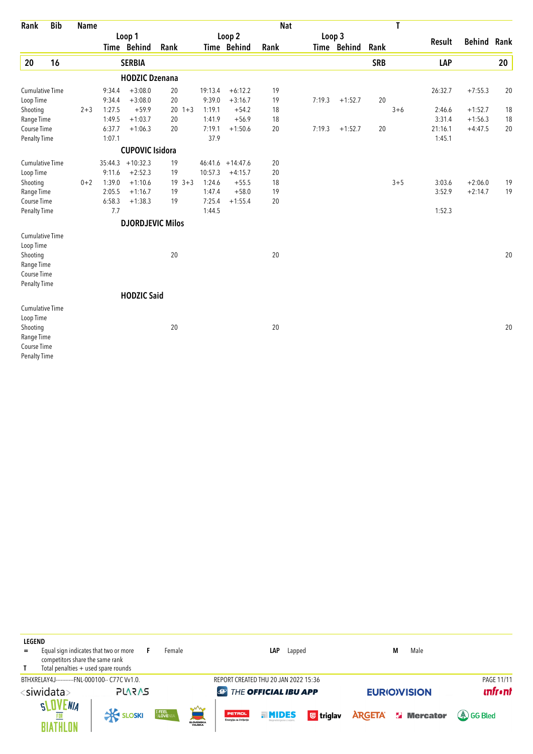| Rank | Bib | Name | Loop 1 Time | Loop 1 Behind | Loop 1 Rank | | Loop 2 Time | Loop 2 Behind | Loop 2 Rank | Nat | Loop 3 Time | Loop 3 Behind | Loop 3 Rank | T | Result | Behind | Rank |
|---|---|---|---|---|---|---|---|---|---|---|---|---|---|---|---|---|---|
| 20 | 16 | SERBIA | | | | | | | | | | | SRB | | LAP | | 20 |
| | | **HODZIC Dzenana** | | | | | | | | | | | | | | | |
| Cumulative Time | | | 9:34.4 | +3:08.0 | 20 | | 19:13.4 | +6:12.2 | 19 | | | | | | 26:32.7 | +7:55.3 | 20 |
| Loop Time | | | 9:34.4 | +3:08.0 | 20 | | 9:39.0 | +3:16.7 | 19 | | 7:19.3 | +1:52.7 | 20 | | | | |
| Shooting | 2+3 | | 1:27.5 | +59.9 | 20 | 1+3 | 1:19.1 | +54.2 | 18 | | | | | 3+6 | 2:46.6 | +1:52.7 | 18 |
| Range Time | | | 1:49.5 | +1:03.7 | 20 | | 1:41.9 | +56.9 | 18 | | | | | | 3:31.4 | +1:56.3 | 18 |
| Course Time | | | 6:37.7 | +1:06.3 | 20 | | 7:19.1 | +1:50.6 | 20 | | 7:19.3 | +1:52.7 | 20 | | 21:16.1 | +4:47.5 | 20 |
| Penalty Time | | | 1:07.1 | | | | 37.9 | | | | | | | | 1:45.1 | | |
| | | **CUPOVIC Isidora** | | | | | | | | | | | | | | | |
| Cumulative Time | | | 35:44.3 | +10:32.3 | 19 | | 46:41.6 | +14:47.6 | 20 | | | | | | | | |
| Loop Time | | | 9:11.6 | +2:52.3 | 19 | | 10:57.3 | +4:15.7 | 20 | | | | | | | | |
| Shooting | 0+2 | | 1:39.0 | +1:10.6 | 19 | 3+3 | 1:24.6 | +55.5 | 18 | | | | | 3+5 | 3:03.6 | +2:06.0 | 19 |
| Range Time | | | 2:05.5 | +1:16.7 | 19 | | 1:47.4 | +58.0 | 19 | | | | | | 3:52.9 | +2:14.7 | 19 |
| Course Time | | | 6:58.3 | +1:38.3 | 19 | | 7:25.4 | +1:55.4 | 20 | | | | | | | | |
| Penalty Time | | | 7.7 | | | | 1:44.5 | | | | | | | | 1:52.3 | | |
| | | **DJORDJEVIC Milos** | | | | | | | | | | | | | | | |
| Cumulative Time | | | | | | | | | | | | | | | | | |
| Loop Time | | | | | | | | | | | | | | | | | |
| Shooting | | | | | 20 | | | | 20 | | | | | | | | 20 |
| Range Time | | | | | | | | | | | | | | | | | |
| Course Time | | | | | | | | | | | | | | | | | |
| Penalty Time | | | | | | | | | | | | | | | | | |
| | | **HODZIC Said** | | | | | | | | | | | | | | | |
| Cumulative Time | | | | | | | | | | | | | | | | | |
| Loop Time | | | | | | | | | | | | | | | | | |
| Shooting | | | | | 20 | | | | 20 | | | | | | | | 20 |
| Range Time | | | | | | | | | | | | | | | | | |
| Course Time | | | | | | | | | | | | | | | | | |
| Penalty Time | | | | | | | | | | | | | | | | | |

**LEGEND**

- **=** Equal sign indicates that two or more competitors share the same rank
- **T** Total penalties + used spare rounds
- **F** Female
- **LAP** Lapped
- **M** Male

BTHXRELAY4J-----------FNL-000100-- C77C Vv1.0. REPORT CREATED THU 20 JAN 2022 15:36